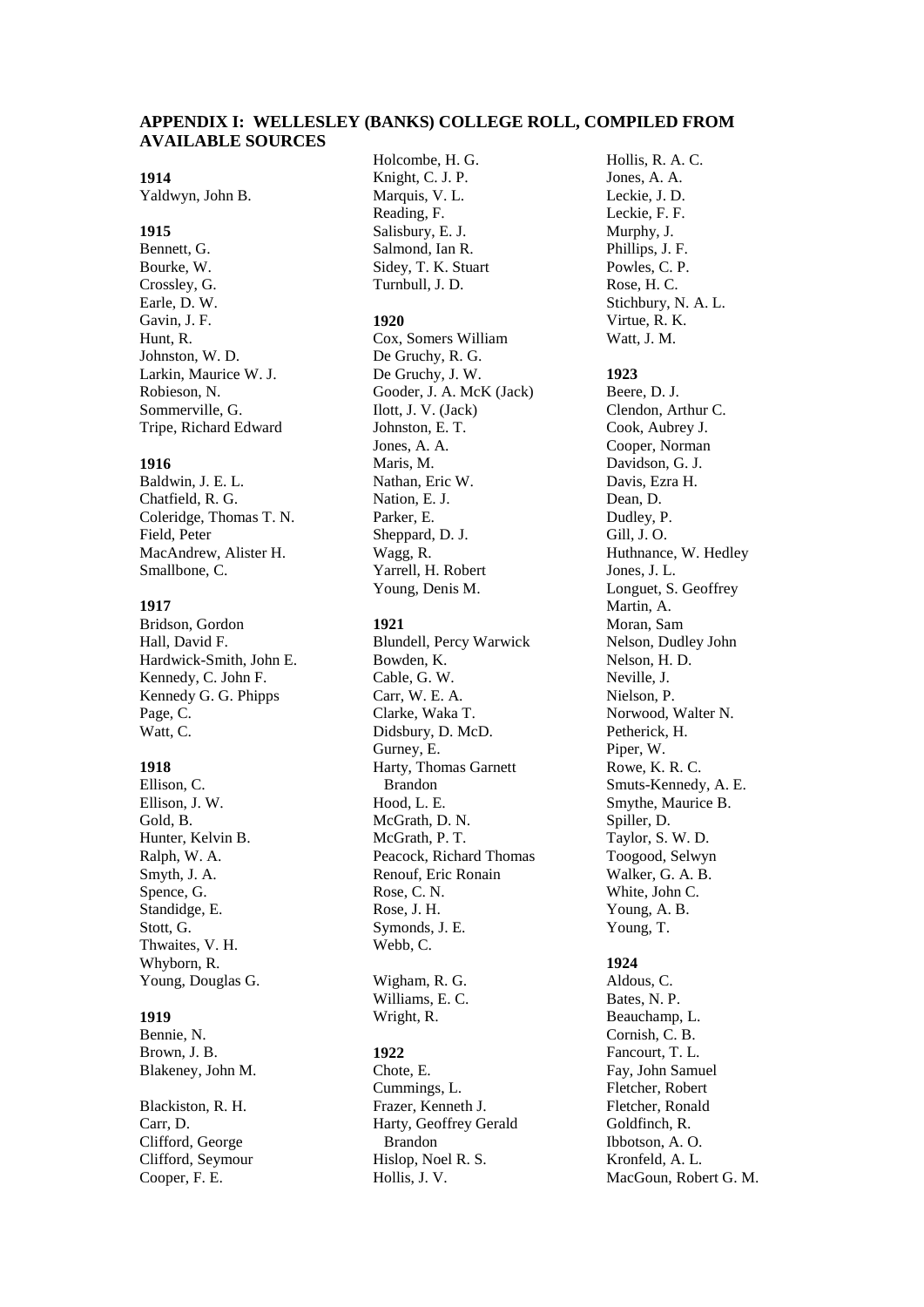## APPENDIX I: WELLESLEY (BANKS) COLLEGE ROLL, COMPILED FROM AVAILABLE SOURCES

**1914**
Yaldwyn, John B.

**1915**
Bennett, G.
Bourke, W.
Crossley, G.
Earle, D. W.
Gavin, J. F.
Hunt, R.
Johnston, W. D.
Larkin, Maurice W. J.
Robieson, N.
Sommerville, G.
Tripe, Richard Edward

**1916**
Baldwin, J. E. L.
Chatfield, R. G.
Coleridge, Thomas T. N.
Field, Peter
MacAndrew, Alister H.
Smallbone, C.

**1917**
Bridson, Gordon
Hall, David F.
Hardwick-Smith, John E.
Kennedy, C. John F.
Kennedy G. G. Phipps
Page, C.
Watt, C.

**1918**
Ellison, C.
Ellison, J. W.
Gold, B.
Hunter, Kelvin B.
Ralph, W. A.
Smyth, J. A.
Spence, G.
Standidge, E.
Stott, G.
Thwaites, V. H.
Whyborn, R.
Young, Douglas G.

**1919**
Bennie, N.
Brown, J. B.
Blakeney, John M.

Blackiston, R. H.
Carr, D.
Clifford, George
Clifford, Seymour
Cooper, F. E.
Holcombe, H. G.
Knight, C. J. P.
Marquis, V. L.
Reading, F.
Salisbury, E. J.
Salmond, Ian R.
Sidey, T. K. Stuart
Turnbull, J. D.

**1920**
Cox, Somers William
De Gruchy, R. G.
De Gruchy, J. W.
Gooder, J. A. McK (Jack)
Ilott, J. V. (Jack)
Johnston, E. T.
Jones, A. A.
Maris, M.
Nathan, Eric W.
Nation, E. J.
Parker, E.
Sheppard, D. J.
Wagg, R.
Yarrell, H. Robert
Young, Denis M.

**1921**
Blundell, Percy Warwick
Bowden, K.
Cable, G. W.
Carr, W. E. A.
Clarke, Waka T.
Didsbury, D. McD.
Gurney, E.
Harty, Thomas Garnett Brandon
Hood, L. E.
McGrath, D. N.
McGrath, P. T.
Peacock, Richard Thomas
Renouf, Eric Ronain
Rose, C. N.
Rose, J. H.
Symonds, J. E.
Webb, C.

Wigham, R. G.
Williams, E. C.
Wright, R.

**1922**
Chote, E.
Cummings, L.
Frazer, Kenneth J.
Harty, Geoffrey Gerald Brandon
Hislop, Noel R. S.
Hollis, J. V.
Hollis, R. A. C.
Jones, A. A.
Leckie, J. D.
Leckie, F. F.
Murphy, J.
Phillips, J. F.
Powles, C. P.
Rose, H. C.
Stichbury, N. A. L.
Virtue, R. K.
Watt, J. M.

**1923**
Beere, D. J.
Clendon, Arthur C.
Cook, Aubrey J.
Cooper, Norman
Davidson, G. J.
Davis, Ezra H.
Dean, D.
Dudley, P.
Gill, J. O.
Huthnance, W. Hedley
Jones, J. L.
Longuet, S. Geoffrey
Martin, A.
Moran, Sam
Nelson, Dudley John
Nelson, H. D.
Neville, J.
Nielson, P.
Norwood, Walter N.
Petherick, H.
Piper, W.
Rowe, K. R. C.
Smuts-Kennedy, A. E.
Smythe, Maurice B.
Spiller, D.
Taylor, S. W. D.
Toogood, Selwyn
Walker, G. A. B.
White, John C.
Young, A. B.
Young, T.

**1924**
Aldous, C.
Bates, N. P.
Beauchamp, L.
Cornish, C. B.
Fancourt, T. L.
Fay, John Samuel
Fletcher, Robert
Fletcher, Ronald
Goldfinch, R.
Ibbotson, A. O.
Kronfeld, A. L.
MacGoun, Robert G. M.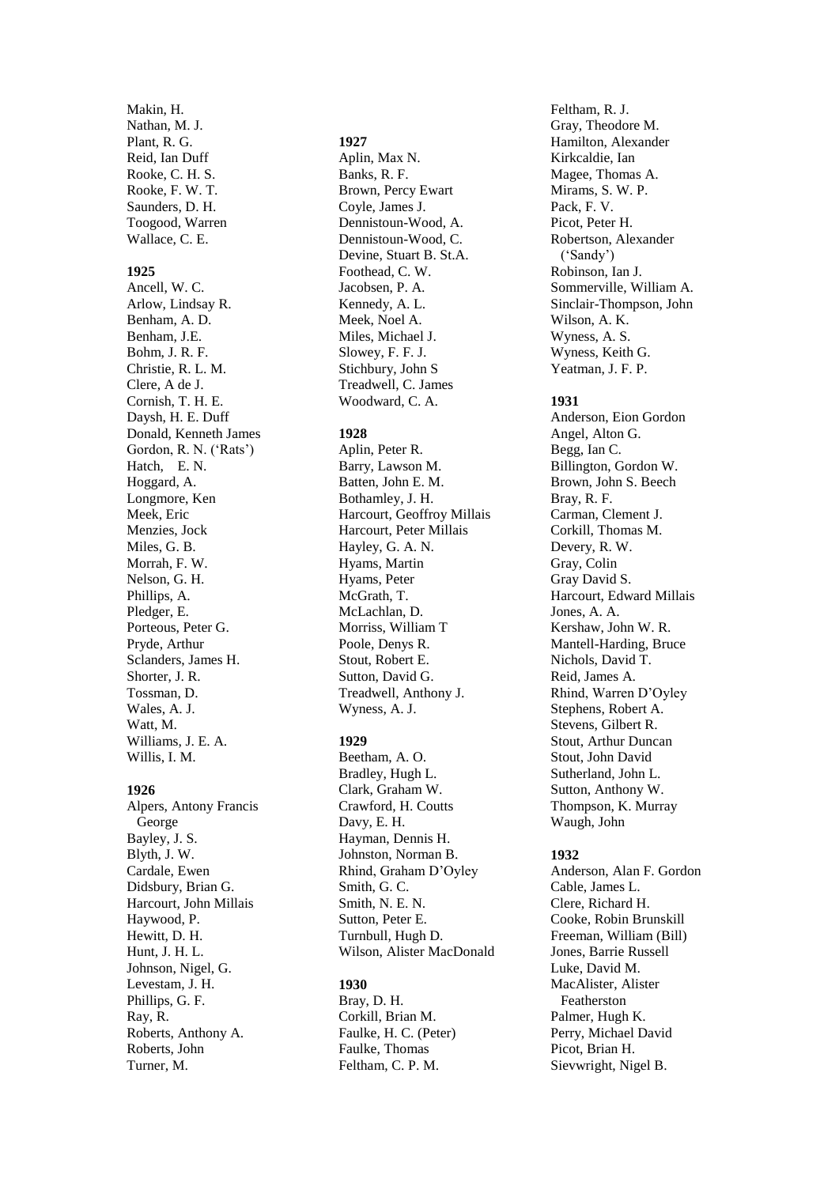Makin, H.
Nathan, M. J.
Plant, R. G.
Reid, Ian Duff
Rooke, C. H. S.
Rooke, F. W. T.
Saunders, D. H.
Toogood, Warren
Wallace, C. E.

**1925**

Ancell, W. C.
Arlow, Lindsay R.
Benham, A. D.
Benham, J.E.
Bohm, J. R. F.
Christie, R. L. M.
Clere, A de J.
Cornish, T. H. E.
Daysh, H. E. Duff
Donald, Kenneth James
Gordon, R. N. ('Rats')
Hatch, E. N.
Hoggard, A.
Longmore, Ken
Meek, Eric
Menzies, Jock
Miles, G. B.
Morrah, F. W.
Nelson, G. H.
Phillips, A.
Pledger, E.
Porteous, Peter G.
Pryde, Arthur
Sclanders, James H.
Shorter, J. R.
Tossman, D.
Wales, A. J.
Watt, M.
Williams, J. E. A.
Willis, I. M.

**1926**

Alpers, Antony Francis George
Bayley, J. S.
Blyth, J. W.
Cardale, Ewen
Didsbury, Brian G.
Harcourt, John Millais
Haywood, P.
Hewitt, D. H.
Hunt, J. H. L.
Johnson, Nigel, G.
Levestam, J. H.
Phillips, G. F.
Ray, R.
Roberts, Anthony A.
Roberts, John
Turner, M.

**1927**

Aplin, Max N.
Banks, R. F.
Brown, Percy Ewart
Coyle, James J.
Dennistoun-Wood, A.
Dennistoun-Wood, C.
Devine, Stuart B. St.A.
Foothead, C. W.
Jacobsen, P. A.
Kennedy, A. L.
Meek, Noel A.
Miles, Michael J.
Slowey, F. F. J.
Stichbury, John S
Treadwell, C. James
Woodward, C. A.

**1928**

Aplin, Peter R.
Barry, Lawson M.
Batten, John E. M.
Bothamley, J. H.
Harcourt, Geoffroy Millais
Harcourt, Peter Millais
Hayley, G. A. N.
Hyams, Martin
Hyams, Peter
McGrath, T.
McLachlan, D.
Morriss, William T
Poole, Denys R.
Stout, Robert E.
Sutton, David G.
Treadwell, Anthony J.
Wyness, A. J.

**1929**

Beetham, A. O.
Bradley, Hugh L.
Clark, Graham W.
Crawford, H. Coutts
Davy, E. H.
Hayman, Dennis H.
Johnston, Norman B.
Rhind, Graham D'Oyley
Smith, G. C.
Smith, N. E. N.
Sutton, Peter E.
Turnbull, Hugh D.
Wilson, Alister MacDonald

**1930**

Bray, D. H.
Corkill, Brian M.
Faulke, H. C. (Peter)
Faulke, Thomas
Feltham, C. P. M.
Feltham, R. J.
Gray, Theodore M.
Hamilton, Alexander
Kirkcaldie, Ian
Magee, Thomas A.
Mirams, S. W. P.
Pack, F. V.
Picot, Peter H.
Robertson, Alexander ('Sandy')
Robinson, Ian J.
Sommerville, William A.
Sinclair-Thompson, John
Wilson, A. K.
Wyness, A. S.
Wyness, Keith G.
Yeatman, J. F. P.

**1931**

Anderson, Eion Gordon
Angel, Alton G.
Begg, Ian C.
Billington, Gordon W.
Brown, John S. Beech
Bray, R. F.
Carman, Clement J.
Corkill, Thomas M.
Devery, R. W.
Gray, Colin
Gray David S.
Harcourt, Edward Millais
Jones, A. A.
Kershaw, John W. R.
Mantell-Harding, Bruce
Nichols, David T.
Reid, James A.
Rhind, Warren D'Oyley
Stephens, Robert A.
Stevens, Gilbert R.
Stout, Arthur Duncan
Stout, John David
Sutherland, John L.
Sutton, Anthony W.
Thompson, K. Murray
Waugh, John

**1932**

Anderson, Alan F. Gordon
Cable, James L.
Clere, Richard H.
Cooke, Robin Brunskill
Freeman, William (Bill)
Jones, Barrie Russell
Luke, David M.
MacAlister, Alister Featherston
Palmer, Hugh K.
Perry, Michael David
Picot, Brian H.
Sievwright, Nigel B.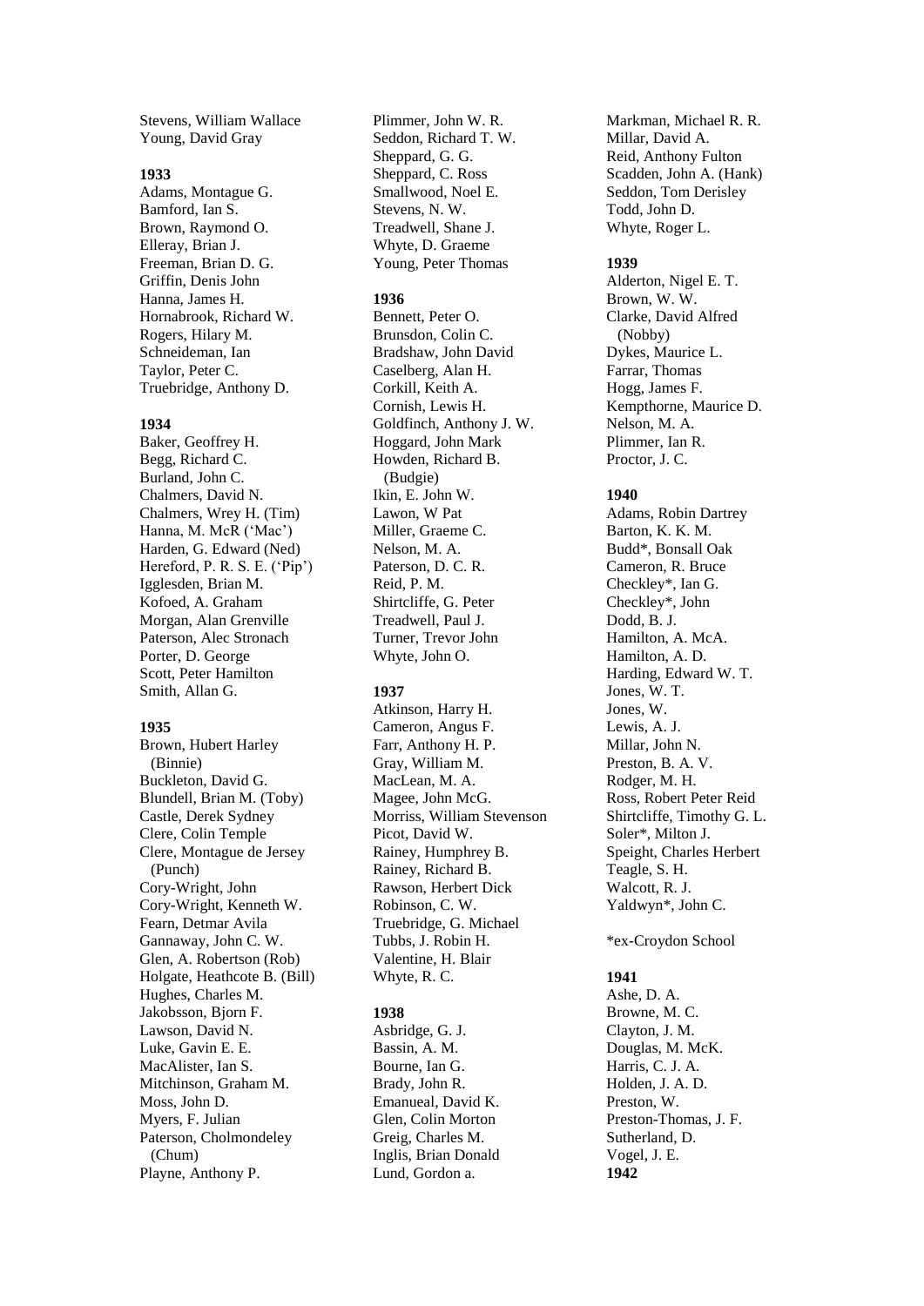Stevens, William Wallace
Young, David Gray

**1933**

Adams, Montague G.
Bamford, Ian S.
Brown, Raymond O.
Elleray, Brian J.
Freeman, Brian D. G.
Griffin, Denis John
Hanna, James H.
Hornabrook, Richard W.
Rogers, Hilary M.
Schneideman, Ian
Taylor, Peter C.
Truebridge, Anthony D.

**1934**

Baker, Geoffrey H.
Begg, Richard C.
Burland, John C.
Chalmers, David N.
Chalmers, Wrey H. (Tim)
Hanna, M. McR ('Mac')
Harden, G. Edward (Ned)
Hereford, P. R. S. E. ('Pip')
Igglesden, Brian M.
Kofoed, A. Graham
Morgan, Alan Grenville
Paterson, Alec Stronach
Porter, D. George
Scott, Peter Hamilton
Smith, Allan G.

**1935**

Brown, Hubert Harley (Binnie)
Buckleton, David G.
Blundell, Brian M. (Toby)
Castle, Derek Sydney
Clere, Colin Temple
Clere, Montague de Jersey (Punch)
Cory-Wright, John
Cory-Wright, Kenneth W.
Fearn, Detmar Avila
Gannaway, John C. W.
Glen, A. Robertson (Rob)
Holgate, Heathcote B. (Bill)
Hughes, Charles M.
Jakobsson, Bjorn F.
Lawson, David N.
Luke, Gavin E. E.
MacAlister, Ian S.
Mitchinson, Graham M.
Moss, John D.
Myers, F. Julian
Paterson, Cholmondeley (Chum)
Playne, Anthony P.
Plimmer, John W. R.
Seddon, Richard T. W.
Sheppard, G. G.
Sheppard, C. Ross
Smallwood, Noel E.
Stevens, N. W.
Treadwell, Shane J.
Whyte, D. Graeme
Young, Peter Thomas

**1936**

Bennett, Peter O.
Brunsdon, Colin C.
Bradshaw, John David
Caselberg, Alan H.
Corkill, Keith A.
Cornish, Lewis H.
Goldfinch, Anthony J. W.
Hoggard, John Mark
Howden, Richard B. (Budgie)
Ikin, E. John W.
Lawon, W Pat
Miller, Graeme C.
Nelson, M. A.
Paterson, D. C. R.
Reid, P. M.
Shirtcliffe, G. Peter
Treadwell, Paul J.
Turner, Trevor John
Whyte, John O.

**1937**

Atkinson, Harry H.
Cameron, Angus F.
Farr, Anthony H. P.
Gray, William M.
MacLean, M. A.
Magee, John McG.
Morriss, William Stevenson
Picot, David W.
Rainey, Humphrey B.
Rainey, Richard B.
Rawson, Herbert Dick
Robinson, C. W.
Truebridge, G. Michael
Tubbs, J. Robin H.
Valentine, H. Blair
Whyte, R. C.

**1938**

Asbridge, G. J.
Bassin, A. M.
Bourne, Ian G.
Brady, John R.
Emanueal, David K.
Glen, Colin Morton
Greig, Charles M.
Inglis, Brian Donald
Lund, Gordon a.
Markman, Michael R. R.
Millar, David A.
Reid, Anthony Fulton
Scadden, John A. (Hank)
Seddon, Tom Derisley
Todd, John D.
Whyte, Roger L.

**1939**

Alderton, Nigel E. T.
Brown, W. W.
Clarke, David Alfred (Nobby)
Dykes, Maurice L.
Farrar, Thomas
Hogg, James F.
Kempthorne, Maurice D.
Nelson, M. A.
Plimmer, Ian R.
Proctor, J. C.

**1940**

Adams, Robin Dartrey
Barton, K. K. M.
Budd*, Bonsall Oak
Cameron, R. Bruce
Checkley*, Ian G.
Checkley*, John
Dodd, B. J.
Hamilton, A. McA.
Hamilton, A. D.
Harding, Edward W. T.
Jones, W. T.
Jones, W.
Lewis, A. J.
Millar, John N.
Preston, B. A. V.
Rodger, M. H.
Ross, Robert Peter Reid
Shirtcliffe, Timothy G. L.
Soler*, Milton J.
Speight, Charles Herbert
Teagle, S. H.
Walcott, R. J.
Yaldwyn*, John C.

*ex-Croydon School

**1941**

Ashe, D. A.
Browne, M. C.
Clayton, J. M.
Douglas, M. McK.
Harris, C. J. A.
Holden, J. A. D.
Preston, W.
Preston-Thomas, J. F.
Sutherland, D.
Vogel, J. E.

**1942**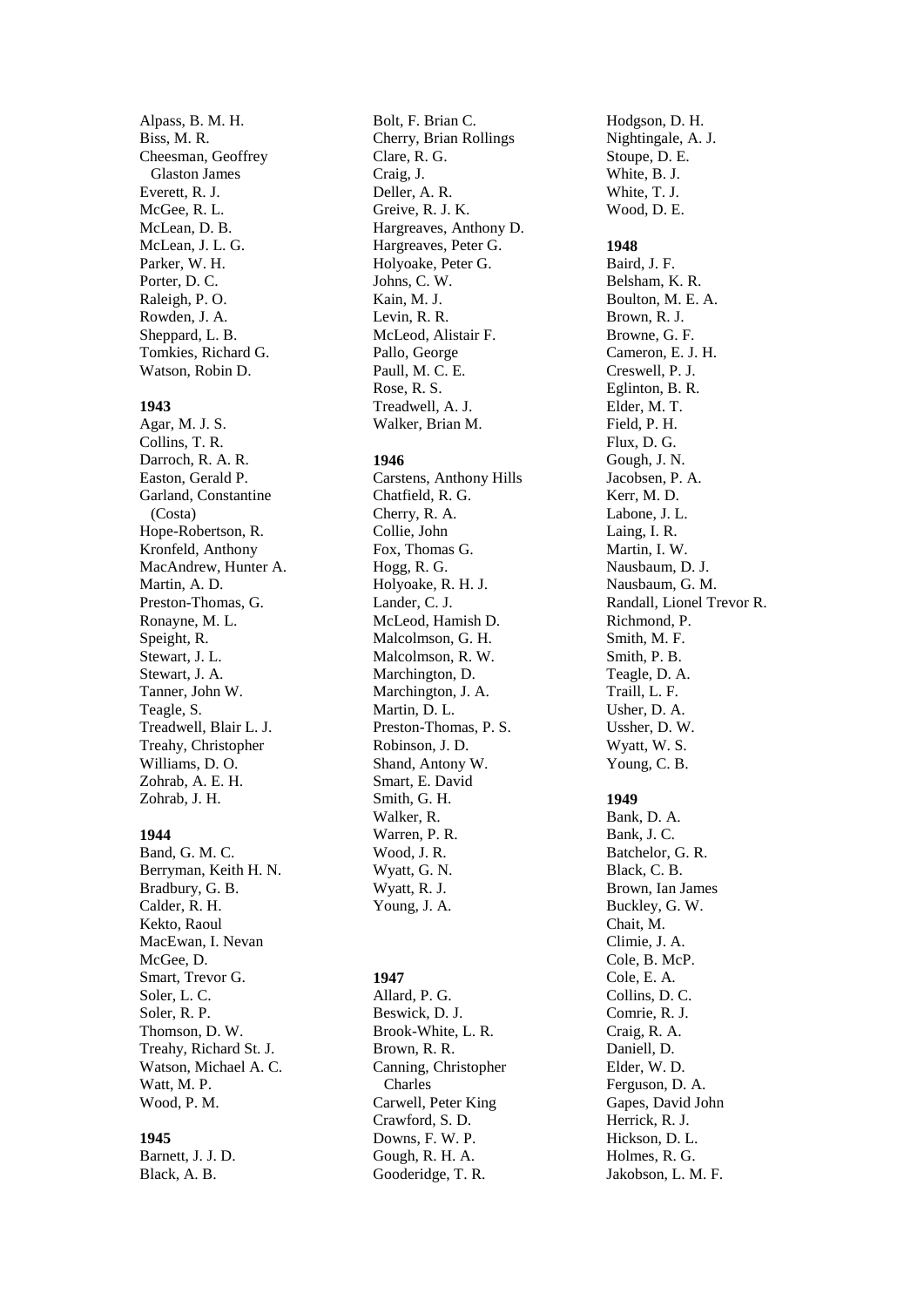Alpass, B. M. H.
Biss, M. R.
Cheesman, Geoffrey Glaston James
Everett, R. J.
McGee, R. L.
McLean, D. B.
McLean, J. L. G.
Parker, W. H.
Porter, D. C.
Raleigh, P. O.
Rowden, J. A.
Sheppard, L. B.
Tomkies, Richard G.
Watson, Robin D.

**1943**

Agar, M. J. S.
Collins, T. R.
Darroch, R. A. R.
Easton, Gerald P.
Garland, Constantine (Costa)
Hope-Robertson, R.
Kronfeld, Anthony
MacAndrew, Hunter A.
Martin, A. D.
Preston-Thomas, G.
Ronayne, M. L.
Speight, R.
Stewart, J. L.
Stewart, J. A.
Tanner, John W.
Teagle, S.
Treadwell, Blair L. J.
Treahy, Christopher
Williams, D. O.
Zohrab, A. E. H.
Zohrab, J. H.

**1944**

Band, G. M. C.
Berryman, Keith H. N.
Bradbury, G. B.
Calder, R. H.
Kekto, Raoul
MacEwan, I. Nevan
McGee, D.
Smart, Trevor G.
Soler, L. C.
Soler, R. P.
Thomson, D. W.
Treahy, Richard St. J.
Watson, Michael A. C.
Watt, M. P.
Wood, P. M.

**1945**

Barnett, J. J. D.
Black, A. B.
Bolt, F. Brian C.
Cherry, Brian Rollings
Clare, R. G.
Craig, J.
Deller, A. R.
Greive, R. J. K.
Hargreaves, Anthony D.
Hargreaves, Peter G.
Holyoake, Peter G.
Johns, C. W.
Kain, M. J.
Levin, R. R.
McLeod, Alistair F.
Pallo, George
Paull, M. C. E.
Rose, R. S.
Treadwell, A. J.
Walker, Brian M.

**1946**

Carstens, Anthony Hills
Chatfield, R. G.
Cherry, R. A.
Collie, John
Fox, Thomas G.
Hogg, R. G.
Holyoake, R. H. J.
Lander, C. J.
McLeod, Hamish D.
Malcolmson, G. H.
Malcolmson, R. W.
Marchington, D.
Marchington, J. A.
Martin, D. L.
Preston-Thomas, P. S.
Robinson, J. D.
Shand, Antony W.
Smart, E. David
Smith, G. H.
Walker, R.
Warren, P. R.
Wood, J. R.
Wyatt, G. N.
Wyatt, R. J.
Young, J. A.

**1947**

Allard, P. G.
Beswick, D. J.
Brook-White, L. R.
Brown, R. R.
Canning, Christopher Charles
Carwell, Peter King
Crawford, S. D.
Downs, F. W. P.
Gough, R. H. A.
Gooderidge, T. R.
Hodgson, D. H.
Nightingale, A. J.
Stoupe, D. E.
White, B. J.
White, T. J.
Wood, D. E.

**1948**

Baird, J. F.
Belsham, K. R.
Boulton, M. E. A.
Brown, R. J.
Browne, G. F.
Cameron, E. J. H.
Creswell, P. J.
Eglinton, B. R.
Elder, M. T.
Field, P. H.
Flux, D. G.
Gough, J. N.
Jacobsen, P. A.
Kerr, M. D.
Labone, J. L.
Laing, I. R.
Martin, I. W.
Nausbaum, D. J.
Nausbaum, G. M.
Randall, Lionel Trevor R.
Richmond, P.
Smith, M. F.
Smith, P. B.
Teagle, D. A.
Traill, L. F.
Usher, D. A.
Ussher, D. W.
Wyatt, W. S.
Young, C. B.

**1949**

Bank, D. A.
Bank, J. C.
Batchelor, G. R.
Black, C. B.
Brown, Ian James
Buckley, G. W.
Chait, M.
Climie, J. A.
Cole, B. McP.
Cole, E. A.
Collins, D. C.
Comrie, R. J.
Craig, R. A.
Daniell, D.
Elder, W. D.
Ferguson, D. A.
Gapes, David John
Herrick, R. J.
Hickson, D. L.
Holmes, R. G.
Jakobson, L. M. F.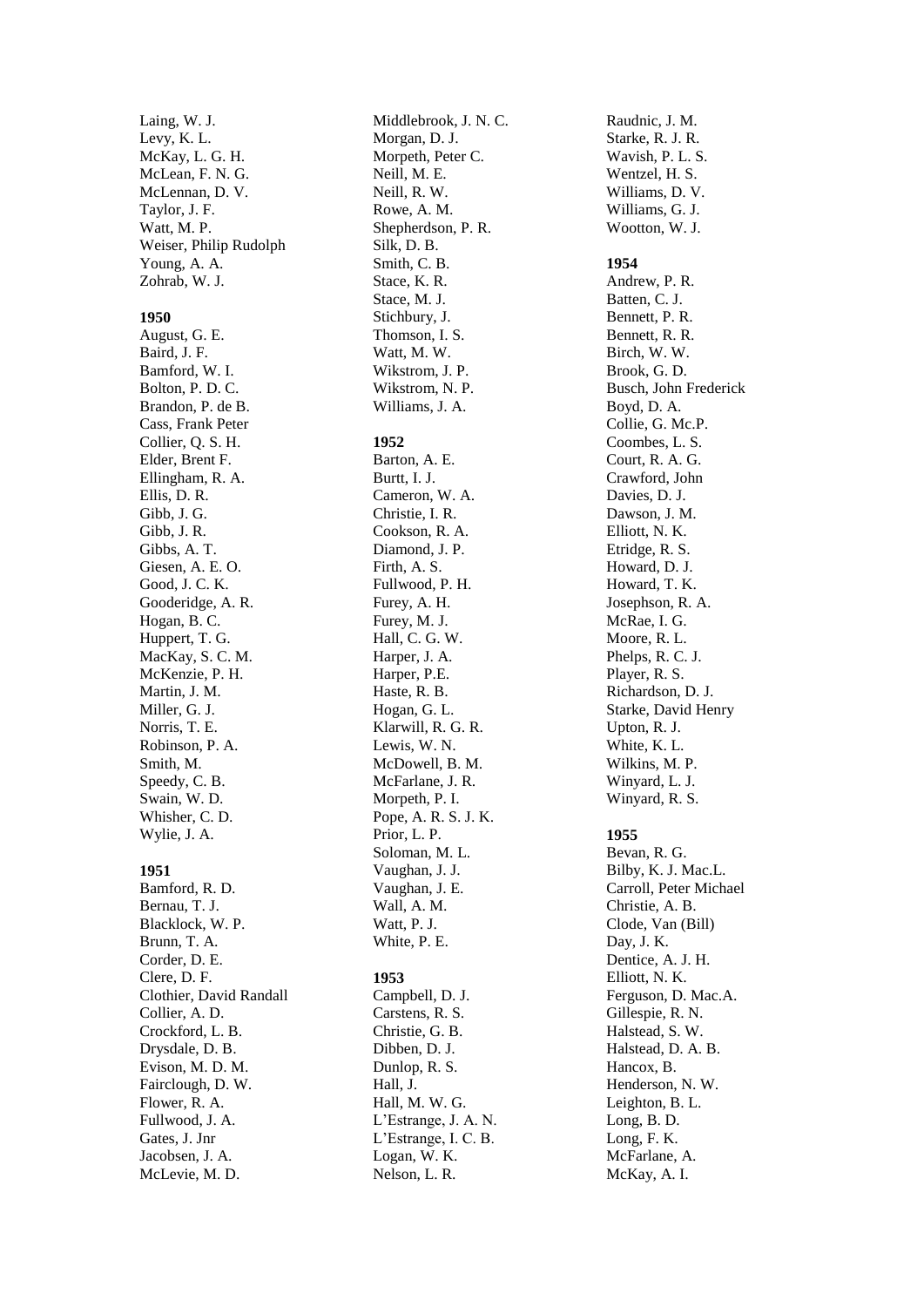Laing, W. J.
Levy, K. L.
McKay, L. G. H.
McLean, F. N. G.
McLennan, D. V.
Taylor, J. F.
Watt, M. P.
Weiser, Philip Rudolph
Young, A. A.
Zohrab, W. J.

**1950**

August, G. E.
Baird, J. F.
Bamford, W. I.
Bolton, P. D. C.
Brandon, P. de B.
Cass, Frank Peter
Collier, Q. S. H.
Elder, Brent F.
Ellingham, R. A.
Ellis, D. R.
Gibb, J. G.
Gibb, J. R.
Gibbs, A. T.
Giesen, A. E. O.
Good, J. C. K.
Gooderidge, A. R.
Hogan, B. C.
Huppert, T. G.
MacKay, S. C. M.
McKenzie, P. H.
Martin, J. M.
Miller, G. J.
Norris, T. E.
Robinson, P. A.
Smith, M.
Speedy, C. B.
Swain, W. D.
Whisher, C. D.
Wylie, J. A.

**1951**

Bamford, R. D.
Bernau, T. J.
Blacklock, W. P.
Brunn, T. A.
Corder, D. E.
Clere, D. F.
Clothier, David Randall
Collier, A. D.
Crockford, L. B.
Drysdale, D. B.
Evison, M. D. M.
Fairclough, D. W.
Flower, R. A.
Fullwood, J. A.
Gates, J. Jnr
Jacobsen, J. A.
McLevie, M. D.
Middlebrook, J. N. C.
Morgan, D. J.
Morpeth, Peter C.
Neill, M. E.
Neill, R. W.
Rowe, A. M.
Shepherdson, P. R.
Silk, D. B.
Smith, C. B.
Stace, K. R.
Stace, M. J.
Stichbury, J.
Thomson, I. S.
Watt, M. W.
Wikstrom, J. P.
Wikstrom, N. P.
Williams, J. A.

**1952**

Barton, A. E.
Burtt, I. J.
Cameron, W. A.
Christie, I. R.
Cookson, R. A.
Diamond, J. P.
Firth, A. S.
Fullwood, P. H.
Furey, A. H.
Furey, M. J.
Hall, C. G. W.
Harper, J. A.
Harper, P.E.
Haste, R. B.
Hogan, G. L.
Klarwill, R. G. R.
Lewis, W. N.
McDowell, B. M.
McFarlane, J. R.
Morpeth, P. I.
Pope, A. R. S. J. K.
Prior, L. P.
Soloman, M. L.
Vaughan, J. J.
Vaughan, J. E.
Wall, A. M.
Watt, P. J.
White, P. E.

**1953**

Campbell, D. J.
Carstens, R. S.
Christie, G. B.
Dibben, D. J.
Dunlop, R. S.
Hall, J.
Hall, M. W. G.
L'Estrange, J. A. N.
L'Estrange, I. C. B.
Logan, W. K.
Nelson, L. R.
Raudnic, J. M.
Starke, R. J. R.
Wavish, P. L. S.
Wentzel, H. S.
Williams, D. V.
Williams, G. J.
Wootton, W. J.

**1954**

Andrew, P. R.
Batten, C. J.
Bennett, P. R.
Bennett, R. R.
Birch, W. W.
Brook, G. D.
Busch, John Frederick
Boyd, D. A.
Collie, G. Mc.P.
Coombes, L. S.
Court, R. A. G.
Crawford, John
Davies, D. J.
Dawson, J. M.
Elliott, N. K.
Etridge, R. S.
Howard, D. J.
Howard, T. K.
Josephson, R. A.
McRae, I. G.
Moore, R. L.
Phelps, R. C. J.
Player, R. S.
Richardson, D. J.
Starke, David Henry
Upton, R. J.
White, K. L.
Wilkins, M. P.
Winyard, L. J.
Winyard, R. S.

**1955**

Bevan, R. G.
Bilby, K. J. Mac.L.
Carroll, Peter Michael
Christie, A. B.
Clode, Van (Bill)
Day, J. K.
Dentice, A. J. H.
Elliott, N. K.
Ferguson, D. Mac.A.
Gillespie, R. N.
Halstead, S. W.
Halstead, D. A. B.
Hancox, B.
Henderson, N. W.
Leighton, B. L.
Long, B. D.
Long, F. K.
McFarlane, A.
McKay, A. I.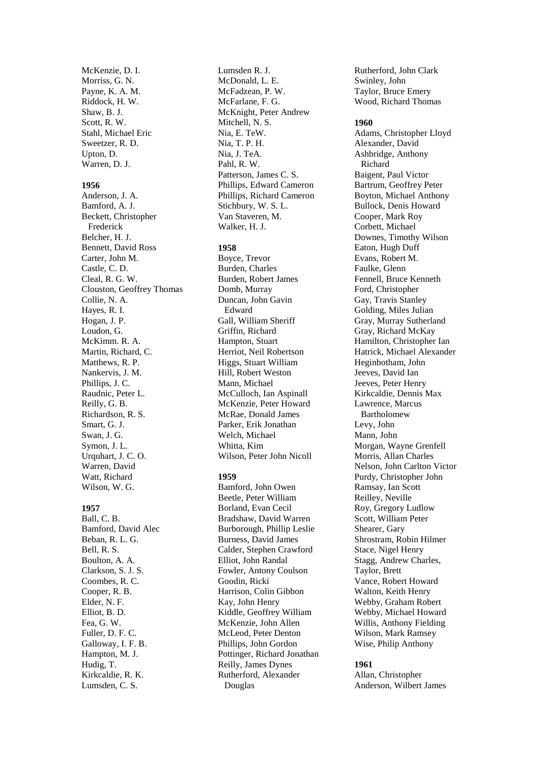McKenzie, D. I.
Morriss, G. N.
Payne, K. A. M.
Riddock, H. W.
Shaw, B. J.
Scott, R. W.
Stahl, Michael Eric
Sweetzer, R. D.
Upton, D.
Warren, D. J.

**1956**

Anderson, J. A.
Bamford, A. J.
Beckett, Christopher Frederick
Belcher, H. J.
Bennett, David Ross
Carter, John M.
Castle, C. D.
Cleal, R. G. W.
Clouston, Geoffrey Thomas
Collie, N. A.
Hayes, R. I.
Hogan, J. P.
Loudon, G.
McKimm. R. A.
Martin, Richard, C.
Matthews, R. P.
Nankervis, J. M.
Phillips, J. C.
Raudnic, Peter L.
Reilly, G. B.
Richardson, R. S.
Smart, G. J.
Swan, J. G.
Symon, J. L.
Urquhart, J. C. O.
Warren, David
Watt, Richard
Wilson, W. G.

**1957**

Ball, C. B.
Bamford, David Alec
Beban, R. L. G.
Bell, R. S.
Boulton, A. A.
Clarkson, S. J. S.
Coombes, R. C.
Cooper, R. B.
Elder, N. F.
Elliot, B. D.
Fea, G. W.
Fuller, D. F. C.
Galloway, I. F. B.
Hampton, M. J.
Hudig, T.
Kirkcaldie, R. K.
Lumsden, C. S.
Lumsden R. J.
McDonald, L. E.
McFadzean, P. W.
McFarlane, F. G.
McKnight, Peter Andrew
Mitchell, N. S.
Nia, E. TeW.
Nia, T. P. H.
Nia, J. TeA.
Pahl, R. W.
Patterson, James C. S.
Phillips, Edward Cameron
Phillips, Richard Cameron
Stichbury, W. S. L.
Van Staveren, M.
Walker, H. J.

**1958**

Boyce, Trevor
Burden, Charles
Burden, Robert James
Domb, Murray
Duncan, John Gavin Edward
Gall, William Sheriff
Griffin, Richard
Hampton, Stuart
Herriot, Neil Robertson
Higgs, Stuart William
Hill, Robert Weston
Mann, Michael
McCulloch, Ian Aspinall
McKenzie, Peter Howard
McRae, Donald James
Parker, Erik Jonathan
Welch, Michael
Whitta, Kim
Wilson, Peter John Nicoll

**1959**

Bamford, John Owen
Beetle, Peter William
Borland, Evan Cecil
Bradshaw, David Warren
Burborough, Phillip Leslie
Burness, David James
Calder, Stephen Crawford
Elliot, John Randal
Fowler, Antony Coulson
Goodin, Ricki
Harrison, Colin Gibbon
Kay, John Henry
Kiddle, Geoffrey William
McKenzie, John Allen
McLeod, Peter Denton
Phillips, John Gordon
Pottinger, Richard Jonathan
Reilly, James Dynes
Rutherford, Alexander Douglas
Rutherford, John Clark
Swinley, John
Taylor, Bruce Emery
Wood, Richard Thomas

**1960**

Adams, Christopher Lloyd
Alexander, David
Ashbridge, Anthony Richard
Baigent, Paul Victor
Bartrum, Geoffrey Peter
Boyton, Michael Anthony
Bullock, Denis Howard
Cooper, Mark Roy
Corbett, Michael
Downes, Timothy Wilson
Eaton, Hugh Duff
Evans, Robert M.
Faulke, Glenn
Fennell, Bruce Kenneth
Ford, Christopher
Gay, Travis Stanley
Golding, Miles Julian
Gray, Murray Sutherland
Gray, Richard McKay
Hamilton, Christopher Ian
Hatrick, Michael Alexander
Heginbotham, John
Jeeves, David Ian
Jeeves, Peter Henry
Kirkcaldie, Dennis Max
Lawrence, Marcus Bartholomew
Levy, John
Mann, John
Morgan, Wayne Grenfell
Morris, Allan Charles
Nelson, John Carlton Victor
Purdy, Christopher John
Ramsay, Ian Scott
Reilley, Neville
Roy, Gregory Ludlow
Scott, William Peter
Shearer, Gary
Shrostram, Robin Hilmer
Stace, Nigel Henry
Stagg, Andrew Charles,
Taylor, Brett
Vance, Robert Howard
Walton, Keith Henry
Webby, Graham Robert
Webby, Michael Howard
Willis, Anthony Fielding
Wilson, Mark Ramsey
Wise, Philip Anthony

**1961**

Allan, Christopher
Anderson, Wilbert James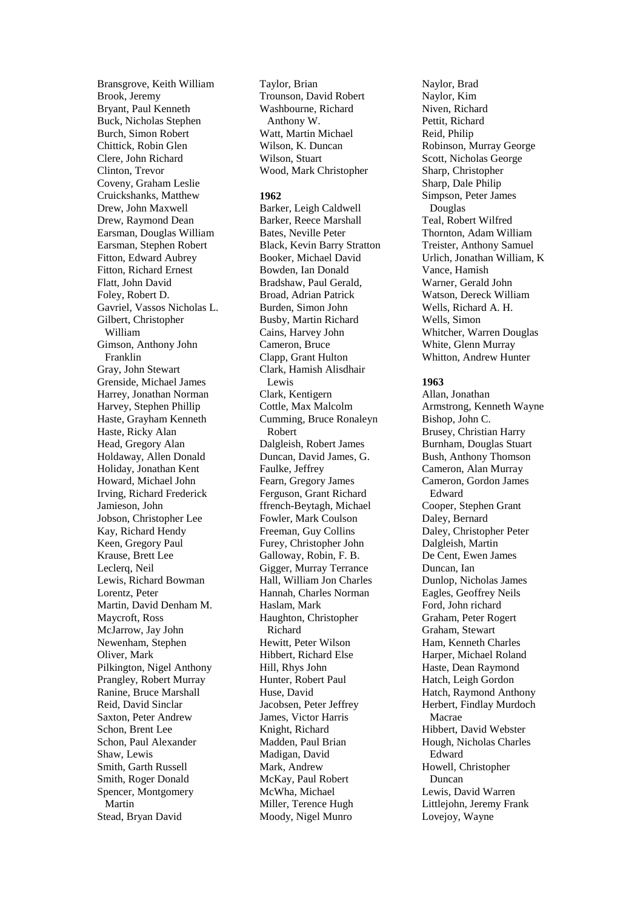Bransgrove, Keith William
Brook, Jeremy
Bryant, Paul Kenneth
Buck, Nicholas Stephen
Burch, Simon Robert
Chittick, Robin Glen
Clere, John Richard
Clinton, Trevor
Coveny, Graham Leslie
Cruickshanks, Matthew
Drew, John Maxwell
Drew, Raymond Dean
Earsman, Douglas William
Earsman, Stephen Robert
Fitton, Edward Aubrey
Fitton, Richard Ernest
Flatt, John David
Foley, Robert D.
Gavriel, Vassos Nicholas L.
Gilbert, Christopher William
Gimson, Anthony John Franklin
Gray, John Stewart
Grenside, Michael James
Harrey, Jonathan Norman
Harvey, Stephen Phillip
Haste, Grayham Kenneth
Haste, Ricky Alan
Head, Gregory Alan
Holdaway, Allen Donald
Holiday, Jonathan Kent
Howard, Michael John
Irving, Richard Frederick
Jamieson, John
Jobson, Christopher Lee
Kay, Richard Hendy
Keen, Gregory Paul
Krause, Brett Lee
Leclerq, Neil
Lewis, Richard Bowman
Lorentz, Peter
Martin, David Denham M.
Maycroft, Ross
McJarrow, Jay John
Newenham, Stephen
Oliver, Mark
Pilkington, Nigel Anthony
Prangley, Robert Murray
Ranine, Bruce Marshall
Reid, David Sinclar
Saxton, Peter Andrew
Schon, Brent Lee
Schon, Paul Alexander
Shaw, Lewis
Smith, Garth Russell
Smith, Roger Donald
Spencer, Montgomery Martin
Stead, Bryan David
Taylor, Brian
Trounson, David Robert
Washbourne, Richard Anthony W.
Watt, Martin Michael
Wilson, K. Duncan
Wilson, Stuart
Wood, Mark Christopher

**1962**

Barker, Leigh Caldwell
Barker, Reece Marshall
Bates, Neville Peter
Black, Kevin Barry Stratton
Booker, Michael David
Bowden, Ian Donald
Bradshaw, Paul Gerald,
Broad, Adrian Patrick
Burden, Simon John
Busby, Martin Richard
Cains, Harvey John
Cameron, Bruce
Clapp, Grant Hulton
Clark, Hamish Alisdhair Lewis
Clark, Kentigern
Cottle, Max Malcolm
Cumming, Bruce Ronaleyn Robert
Dalgleish, Robert James
Duncan, David James, G.
Faulke, Jeffrey
Fearn, Gregory James
Ferguson, Grant Richard
ffrench-Beytagh, Michael
Fowler, Mark Coulson
Freeman, Guy Collins
Furey, Christopher John
Galloway, Robin, F. B.
Gigger, Murray Terrance
Hall, William Jon Charles
Hannah, Charles Norman
Haslam, Mark
Haughton, Christopher Richard
Hewitt, Peter Wilson
Hibbert, Richard Else
Hill, Rhys John
Hunter, Robert Paul
Huse, David
Jacobsen, Peter Jeffrey
James, Victor Harris
Knight, Richard
Madden, Paul Brian
Madigan, David
Mark, Andrew
McKay, Paul Robert
McWha, Michael
Miller, Terence Hugh
Moody, Nigel Munro
Naylor, Brad
Naylor, Kim
Niven, Richard
Pettit, Richard
Reid, Philip
Robinson, Murray George
Scott, Nicholas George
Sharp, Christopher
Sharp, Dale Philip
Simpson, Peter James Douglas
Teal, Robert Wilfred
Thornton, Adam William
Treister, Anthony Samuel
Urlich, Jonathan William, K
Vance, Hamish
Warner, Gerald John
Watson, Dereck William
Wells, Richard A. H.
Wells, Simon
Whitcher, Warren Douglas
White, Glenn Murray
Whitton, Andrew Hunter

**1963**

Allan, Jonathan
Armstrong, Kenneth Wayne
Bishop, John C.
Brusey, Christian Harry
Burnham, Douglas Stuart
Bush, Anthony Thomson
Cameron, Alan Murray
Cameron, Gordon James Edward
Cooper, Stephen Grant
Daley, Bernard
Daley, Christopher Peter
Dalgleish, Martin
De Cent, Ewen James
Duncan, Ian
Dunlop, Nicholas James
Eagles, Geoffrey Neils
Ford, John richard
Graham, Peter Rogert
Graham, Stewart
Ham, Kenneth Charles
Harper, Michael Roland
Haste, Dean Raymond
Hatch, Leigh Gordon
Hatch, Raymond Anthony
Herbert, Findlay Murdoch Macrae
Hibbert, David Webster
Hough, Nicholas Charles Edward
Howell, Christopher Duncan
Lewis, David Warren
Littlejohn, Jeremy Frank
Lovejoy, Wayne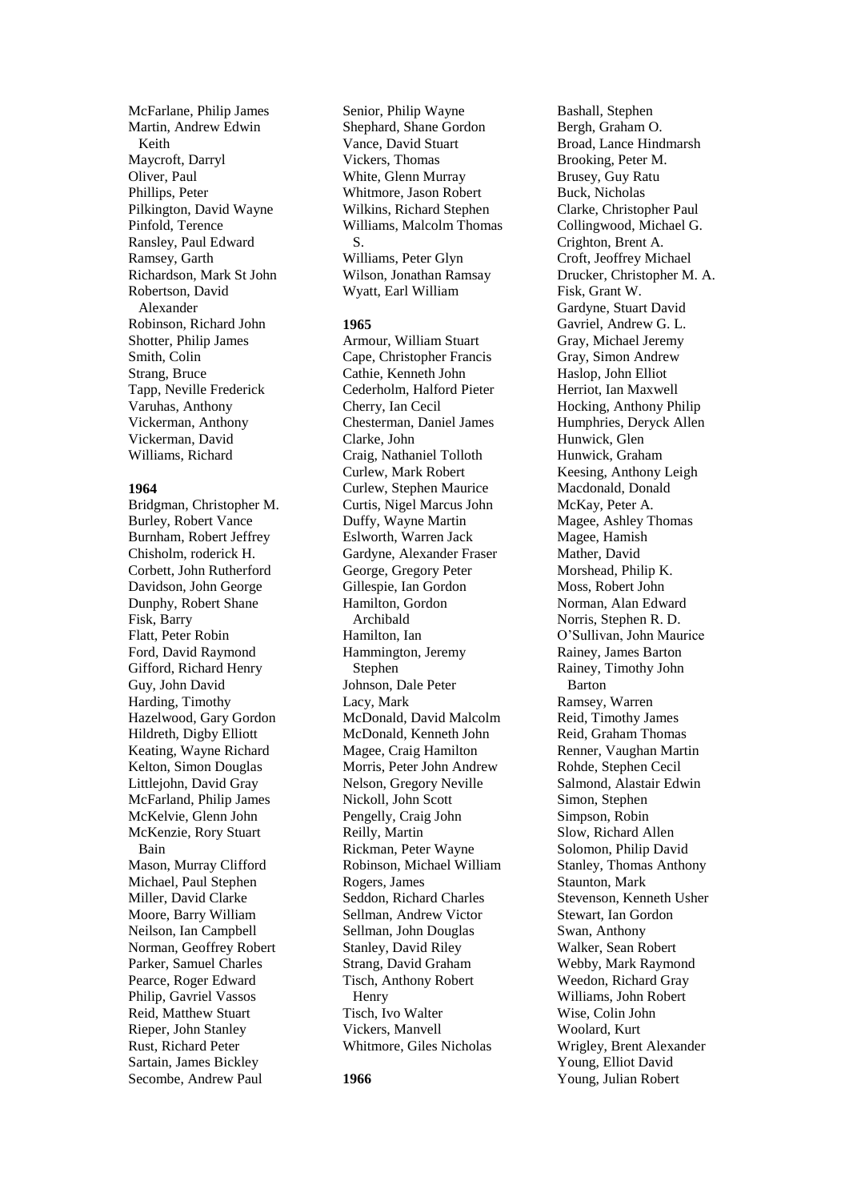McFarlane, Philip James
Martin, Andrew Edwin Keith
Maycroft, Darryl
Oliver, Paul
Phillips, Peter
Pilkington, David Wayne
Pinfold, Terence
Ransley, Paul Edward
Ramsey, Garth
Richardson, Mark St John
Robertson, David Alexander
Robinson, Richard John
Shotter, Philip James
Smith, Colin
Strang, Bruce
Tapp, Neville Frederick
Varuhas, Anthony
Vickerman, Anthony
Vickerman, David
Williams, Richard

**1964**

Bridgman, Christopher M.
Burley, Robert Vance
Burnham, Robert Jeffrey
Chisholm, roderick H.
Corbett, John Rutherford
Davidson, John George
Dunphy, Robert Shane
Fisk, Barry
Flatt, Peter Robin
Ford, David Raymond
Gifford, Richard Henry
Guy, John David
Harding, Timothy
Hazelwood, Gary Gordon
Hildreth, Digby Elliott
Keating, Wayne Richard
Kelton, Simon Douglas
Littlejohn, David Gray
McFarland, Philip James
McKelvie, Glenn John
McKenzie, Rory Stuart Bain
Mason, Murray Clifford
Michael, Paul Stephen
Miller, David Clarke
Moore, Barry William
Neilson, Ian Campbell
Norman, Geoffrey Robert
Parker, Samuel Charles
Pearce, Roger Edward
Philip, Gavriel Vassos
Reid, Matthew Stuart
Rieper, John Stanley
Rust, Richard Peter
Sartain, James Bickley
Secombe, Andrew Paul
Senior, Philip Wayne
Shephard, Shane Gordon
Vance, David Stuart
Vickers, Thomas
White, Glenn Murray
Whitmore, Jason Robert
Wilkins, Richard Stephen
Williams, Malcolm Thomas S.
Williams, Peter Glyn
Wilson, Jonathan Ramsay
Wyatt, Earl William

**1965**

Armour, William Stuart
Cape, Christopher Francis
Cathie, Kenneth John
Cederholm, Halford Pieter
Cherry, Ian Cecil
Chesterman, Daniel James
Clarke, John
Craig, Nathaniel Tolloth
Curlew, Mark Robert
Curlew, Stephen Maurice
Curtis, Nigel Marcus John
Duffy, Wayne Martin
Eslworth, Warren Jack
Gardyne, Alexander Fraser
George, Gregory Peter
Gillespie, Ian Gordon
Hamilton, Gordon Archibald
Hamilton, Ian
Hammington, Jeremy Stephen
Johnson, Dale Peter
Lacy, Mark
McDonald, David Malcolm
McDonald, Kenneth John
Magee, Craig Hamilton
Morris, Peter John Andrew
Nelson, Gregory Neville
Nickoll, John Scott
Pengelly, Craig John
Reilly, Martin
Rickman, Peter Wayne
Robinson, Michael William
Rogers, James
Seddon, Richard Charles
Sellman, Andrew Victor
Sellman, John Douglas
Stanley, David Riley
Strang, David Graham
Tisch, Anthony Robert Henry
Tisch, Ivo Walter
Vickers, Manvell
Whitmore, Giles Nicholas

**1966**

Bashall, Stephen
Bergh, Graham O.
Broad, Lance Hindmarsh
Brooking, Peter M.
Brusey, Guy Ratu
Buck, Nicholas
Clarke, Christopher Paul
Collingwood, Michael G.
Crighton, Brent A.
Croft, Jeoffrey Michael
Drucker, Christopher M. A.
Fisk, Grant W.
Gardyne, Stuart David
Gavriel, Andrew G. L.
Gray, Michael Jeremy
Gray, Simon Andrew
Haslop, John Elliot
Herriot, Ian Maxwell
Hocking, Anthony Philip
Humphries, Deryck Allen
Hunwick, Glen
Hunwick, Graham
Keesing, Anthony Leigh
Macdonald, Donald
McKay, Peter A.
Magee, Ashley Thomas
Magee, Hamish
Mather, David
Morshead, Philip K.
Moss, Robert John
Norman, Alan Edward
Norris, Stephen R. D.
O'Sullivan, John Maurice
Rainey, James Barton
Rainey, Timothy John Barton
Ramsey, Warren
Reid, Timothy James
Reid, Graham Thomas
Renner, Vaughan Martin
Rohde, Stephen Cecil
Salmond, Alastair Edwin
Simon, Stephen
Simpson, Robin
Slow, Richard Allen
Solomon, Philip David
Stanley, Thomas Anthony
Staunton, Mark
Stevenson, Kenneth Usher
Stewart, Ian Gordon
Swan, Anthony
Walker, Sean Robert
Webby, Mark Raymond
Weedon, Richard Gray
Williams, John Robert
Wise, Colin John
Woolard, Kurt
Wrigley, Brent Alexander
Young, Elliot David
Young, Julian Robert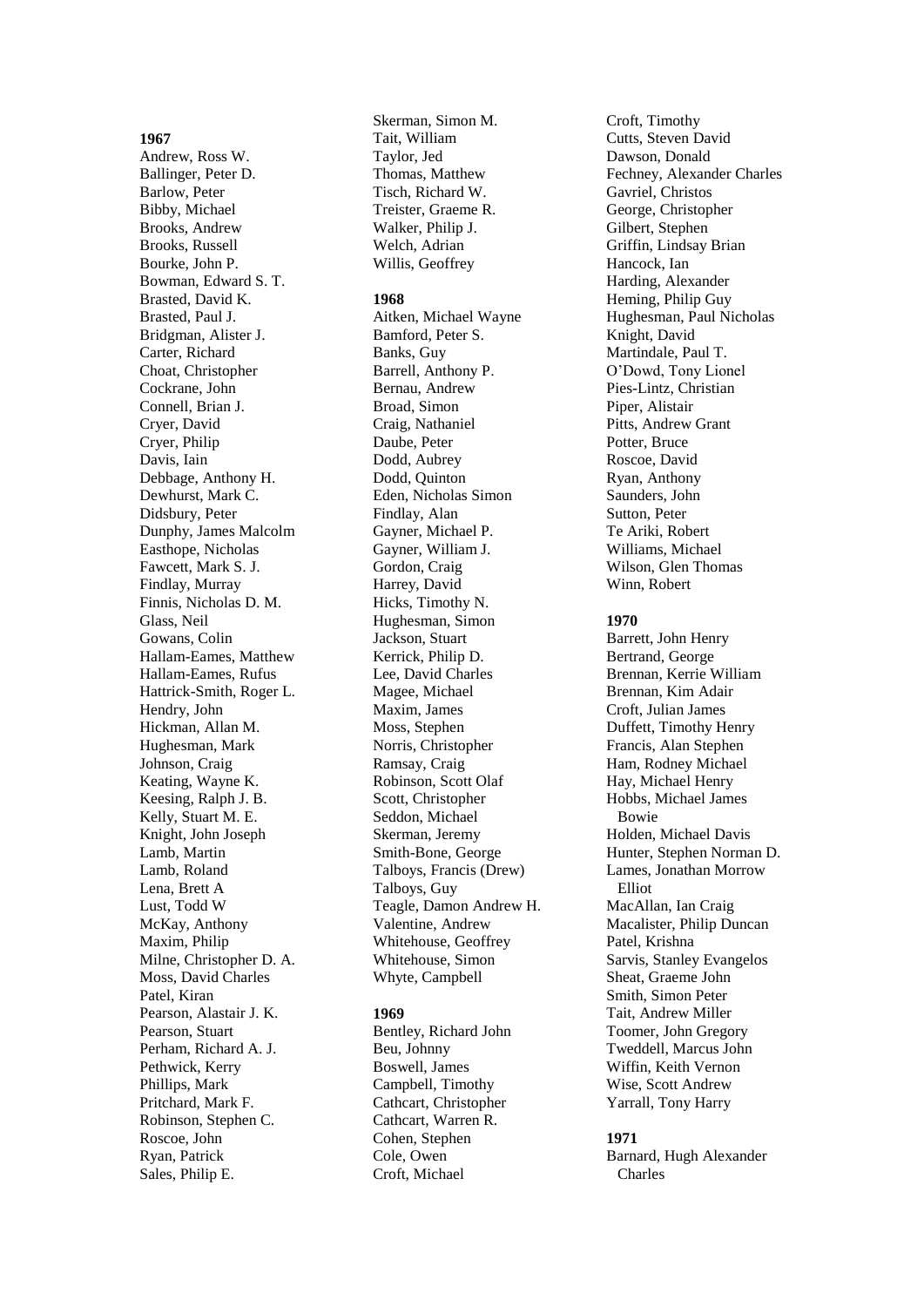**1967**

Andrew, Ross W.
Ballinger, Peter D.
Barlow, Peter
Bibby, Michael
Brooks, Andrew
Brooks, Russell
Bourke, John P.
Bowman, Edward S. T.
Brasted, David K.
Brasted, Paul J.
Bridgman, Alister J.
Carter, Richard
Choat, Christopher
Cockrane, John
Connell, Brian J.
Cryer, David
Cryer, Philip
Davis, Iain
Debbage, Anthony H.
Dewhurst, Mark C.
Didsbury, Peter
Dunphy, James Malcolm
Easthope, Nicholas
Fawcett, Mark S. J.
Findlay, Murray
Finnis, Nicholas D. M.
Glass, Neil
Gowans, Colin
Hallam-Eames, Matthew
Hallam-Eames, Rufus
Hattrick-Smith, Roger L.
Hendry, John
Hickman, Allan M.
Hughesman, Mark
Johnson, Craig
Keating, Wayne K.
Keesing, Ralph J. B.
Kelly, Stuart M. E.
Knight, John Joseph
Lamb, Martin
Lamb, Roland
Lena, Brett A
Lust, Todd W
McKay, Anthony
Maxim, Philip
Milne, Christopher D. A.
Moss, David Charles
Patel, Kiran
Pearson, Alastair J. K.
Pearson, Stuart
Perham, Richard A. J.
Pethwick, Kerry
Phillips, Mark
Pritchard, Mark F.
Robinson, Stephen C.
Roscoe, John
Ryan, Patrick
Sales, Philip E.
Skerman, Simon M.
Tait, William
Taylor, Jed
Thomas, Matthew
Tisch, Richard W.
Treister, Graeme R.
Walker, Philip J.
Welch, Adrian
Willis, Geoffrey

**1968**

Aitken, Michael Wayne
Bamford, Peter S.
Banks, Guy
Barrell, Anthony P.
Bernau, Andrew
Broad, Simon
Craig, Nathaniel
Daube, Peter
Dodd, Aubrey
Dodd, Quinton
Eden, Nicholas Simon
Findlay, Alan
Gayner, Michael P.
Gayner, William J.
Gordon, Craig
Harrey, David
Hicks, Timothy N.
Hughesman, Simon
Jackson, Stuart
Kerrick, Philip D.
Lee, David Charles
Magee, Michael
Maxim, James
Moss, Stephen
Norris, Christopher
Ramsay, Craig
Robinson, Scott Olaf
Scott, Christopher
Seddon, Michael
Skerman, Jeremy
Smith-Bone, George
Talboys, Francis (Drew)
Talboys, Guy
Teagle, Damon Andrew H.
Valentine, Andrew
Whitehouse, Geoffrey
Whitehouse, Simon
Whyte, Campbell

**1969**

Bentley, Richard John
Beu, Johnny
Boswell, James
Campbell, Timothy
Cathcart, Christopher
Cathcart, Warren R.
Cohen, Stephen
Cole, Owen
Croft, Michael
Croft, Timothy
Cutts, Steven David
Dawson, Donald
Fechney, Alexander Charles
Gavriel, Christos
George, Christopher
Gilbert, Stephen
Griffin, Lindsay Brian
Hancock, Ian
Harding, Alexander
Heming, Philip Guy
Hughesman, Paul Nicholas
Knight, David
Martindale, Paul T.
O'Dowd, Tony Lionel
Pies-Lintz, Christian
Piper, Alistair
Pitts, Andrew Grant
Potter, Bruce
Roscoe, David
Ryan, Anthony
Saunders, John
Sutton, Peter
Te Ariki, Robert
Williams, Michael
Wilson, Glen Thomas
Winn, Robert

**1970**

Barrett, John Henry
Bertrand, George
Brennan, Kerrie William
Brennan, Kim Adair
Croft, Julian James
Duffett, Timothy Henry
Francis, Alan Stephen
Ham, Rodney Michael
Hay, Michael Henry
Hobbs, Michael James Bowie
Holden, Michael Davis
Hunter, Stephen Norman D.
Lames, Jonathan Morrow Elliot
MacAllan, Ian Craig
Macalister, Philip Duncan
Patel, Krishna
Sarvis, Stanley Evangelos
Sheat, Graeme John
Smith, Simon Peter
Tait, Andrew Miller
Toomer, John Gregory
Tweddell, Marcus John
Wiffin, Keith Vernon
Wise, Scott Andrew
Yarrall, Tony Harry

**1971**

Barnard, Hugh Alexander Charles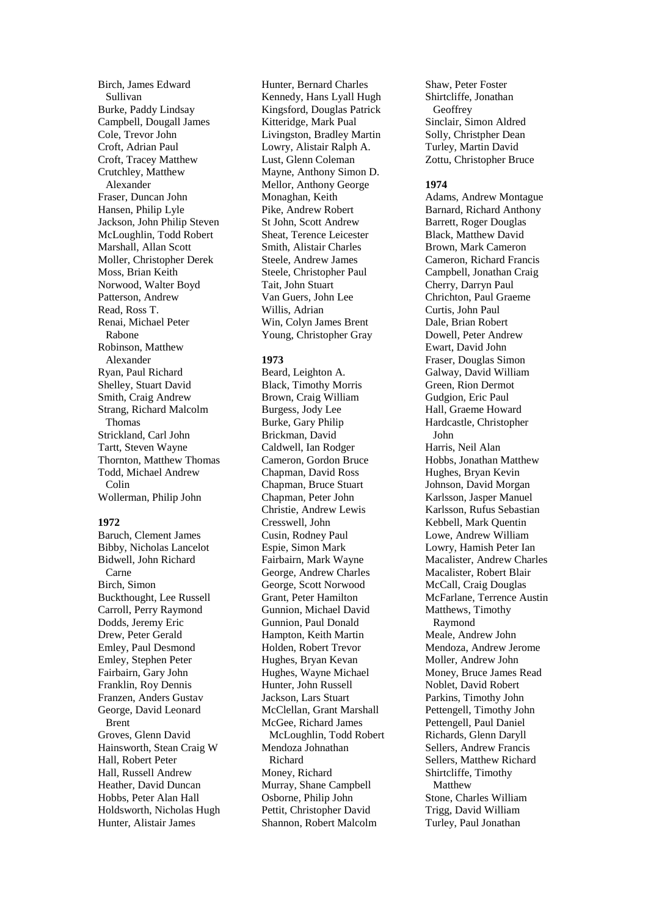Birch, James Edward Sullivan
Burke, Paddy Lindsay
Campbell, Dougall James
Cole, Trevor John
Croft, Adrian Paul
Croft, Tracey Matthew
Crutchley, Matthew Alexander
Fraser, Duncan John
Hansen, Philip Lyle
Jackson, John Philip Steven
McLoughlin, Todd Robert
Marshall, Allan Scott
Moller, Christopher Derek
Moss, Brian Keith
Norwood, Walter Boyd
Patterson, Andrew
Read, Ross T.
Renai, Michael Peter Rabone
Robinson, Matthew Alexander
Ryan, Paul Richard
Shelley, Stuart David
Smith, Craig Andrew
Strang, Richard Malcolm Thomas
Strickland, Carl John
Tartt, Steven Wayne
Thornton, Matthew Thomas
Todd, Michael Andrew Colin
Wollerman, Philip John

**1972**

Baruch, Clement James
Bibby, Nicholas Lancelot
Bidwell, John Richard Carne
Birch, Simon
Buckthought, Lee Russell
Carroll, Perry Raymond
Dodds, Jeremy Eric
Drew, Peter Gerald
Emley, Paul Desmond
Emley, Stephen Peter
Fairbairn, Gary John
Franklin, Roy Dennis
Franzen, Anders Gustav
George, David Leonard Brent
Groves, Glenn David
Hainsworth, Stean Craig W
Hall, Robert Peter
Hall, Russell Andrew
Heather, David Duncan
Hobbs, Peter Alan Hall
Holdsworth, Nicholas Hugh
Hunter, Alistair James
Hunter, Bernard Charles
Kennedy, Hans Lyall Hugh
Kingsford, Douglas Patrick
Kitteridge, Mark Pual
Livingston, Bradley Martin
Lowry, Alistair Ralph A.
Lust, Glenn Coleman
Mayne, Anthony Simon D.
Mellor, Anthony George
Monaghan, Keith
Pike, Andrew Robert
St John, Scott Andrew
Sheat, Terence Leicester
Smith, Alistair Charles
Steele, Andrew James
Steele, Christopher Paul
Tait, John Stuart
Van Guers, John Lee
Willis, Adrian
Win, Colyn James Brent
Young, Christopher Gray

**1973**

Beard, Leighton A.
Black, Timothy Morris
Brown, Craig William
Burgess, Jody Lee
Burke, Gary Philip
Brickman, David
Caldwell, Ian Rodger
Cameron, Gordon Bruce
Chapman, David Ross
Chapman, Bruce Stuart
Chapman, Peter John
Christie, Andrew Lewis
Cresswell, John
Cusin, Rodney Paul
Espie, Simon Mark
Fairbairn, Mark Wayne
George, Andrew Charles
George, Scott Norwood
Grant, Peter Hamilton
Gunnion, Michael David
Gunnion, Paul Donald
Hampton, Keith Martin
Holden, Robert Trevor
Hughes, Bryan Kevan
Hughes, Wayne Michael
Hunter, John Russell
Jackson, Lars Stuart
McClellan, Grant Marshall
McGee, Richard James
McLoughlin, Todd Robert
Mendoza Johnathan Richard
Money, Richard
Murray, Shane Campbell
Osborne, Philip John
Pettit, Christopher David
Shannon, Robert Malcolm
Shaw, Peter Foster
Shirtcliffe, Jonathan Geoffrey
Sinclair, Simon Aldred
Solly, Christpher Dean
Turley, Martin David
Zottu, Christopher Bruce

**1974**

Adams, Andrew Montague
Barnard, Richard Anthony
Barrett, Roger Douglas
Black, Matthew David
Brown, Mark Cameron
Cameron, Richard Francis
Campbell, Jonathan Craig
Cherry, Darryn Paul
Chrichton, Paul Graeme
Curtis, John Paul
Dale, Brian Robert
Dowell, Peter Andrew
Ewart, David John
Fraser, Douglas Simon
Galway, David William
Green, Rion Dermot
Gudgion, Eric Paul
Hall, Graeme Howard
Hardcastle, Christopher John
Harris, Neil Alan
Hobbs, Jonathan Matthew
Hughes, Bryan Kevin
Johnson, David Morgan
Karlsson, Jasper Manuel
Karlsson, Rufus Sebastian
Kebbell, Mark Quentin
Lowe, Andrew William
Lowry, Hamish Peter Ian
Macalister, Andrew Charles
Macalister, Robert Blair
McCall, Craig Douglas
McFarlane, Terrence Austin
Matthews, Timothy Raymond
Meale, Andrew John
Mendoza, Andrew Jerome
Moller, Andrew John
Money, Bruce James Read
Noblet, David Robert
Parkins, Timothy John
Pettengell, Timothy John
Pettengell, Paul Daniel
Richards, Glenn Daryll
Sellers, Andrew Francis
Sellers, Matthew Richard
Shirtcliffe, Timothy Matthew
Stone, Charles William
Trigg, David William
Turley, Paul Jonathan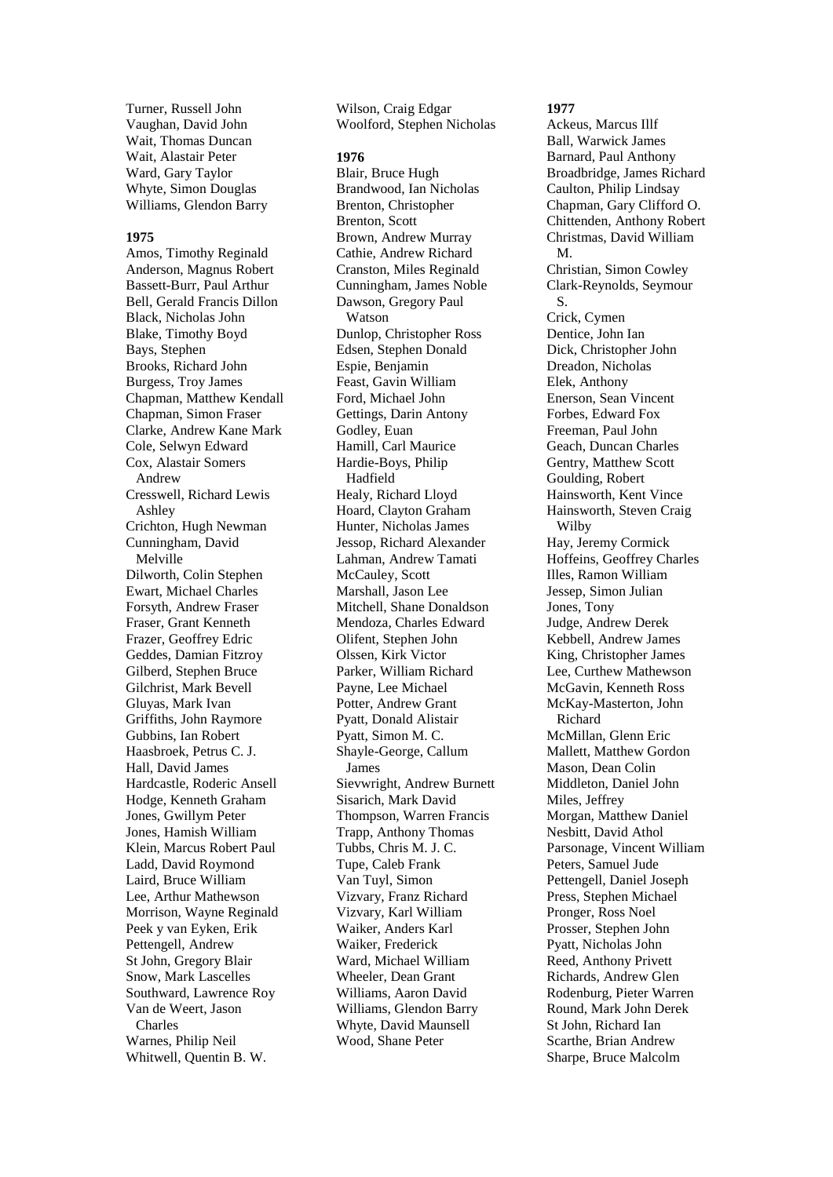Turner, Russell John
Vaughan, David John
Wait, Thomas Duncan
Wait, Alastair Peter
Ward, Gary Taylor
Whyte, Simon Douglas
Williams, Glendon Barry

**1975**

Amos, Timothy Reginald
Anderson, Magnus Robert
Bassett-Burr, Paul Arthur
Bell, Gerald Francis Dillon
Black, Nicholas John
Blake, Timothy Boyd
Bays, Stephen
Brooks, Richard John
Burgess, Troy James
Chapman, Matthew Kendall
Chapman, Simon Fraser
Clarke, Andrew Kane Mark
Cole, Selwyn Edward
Cox, Alastair Somers Andrew
Cresswell, Richard Lewis Ashley
Crichton, Hugh Newman
Cunningham, David Melville
Dilworth, Colin Stephen
Ewart, Michael Charles
Forsyth, Andrew Fraser
Fraser, Grant Kenneth
Frazer, Geoffrey Edric
Geddes, Damian Fitzroy
Gilberd, Stephen Bruce
Gilchrist, Mark Bevell
Gluyas, Mark Ivan
Griffiths, John Raymore
Gubbins, Ian Robert
Haasbroek, Petrus C. J.
Hall, David James
Hardcastle, Roderic Ansell
Hodge, Kenneth Graham
Jones, Gwillym Peter
Jones, Hamish William
Klein, Marcus Robert Paul
Ladd, David Roymond
Laird, Bruce William
Lee, Arthur Mathewson
Morrison, Wayne Reginald
Peek y van Eyken, Erik
Pettengell, Andrew
St John, Gregory Blair
Snow, Mark Lascelles
Southward, Lawrence Roy
Van de Weert, Jason Charles
Warnes, Philip Neil
Whitwell, Quentin B. W.
Wilson, Craig Edgar
Woolford, Stephen Nicholas

**1976**

Blair, Bruce Hugh
Brandwood, Ian Nicholas
Brenton, Christopher
Brenton, Scott
Brown, Andrew Murray
Cathie, Andrew Richard
Cranston, Miles Reginald
Cunningham, James Noble
Dawson, Gregory Paul Watson
Dunlop, Christopher Ross
Edsen, Stephen Donald
Espie, Benjamin
Feast, Gavin William
Ford, Michael John
Gettings, Darin Antony
Godley, Euan
Hamill, Carl Maurice
Hardie-Boys, Philip Hadfield
Healy, Richard Lloyd
Hoard, Clayton Graham
Hunter, Nicholas James
Jessop, Richard Alexander
Lahman, Andrew Tamati
McCauley, Scott
Marshall, Jason Lee
Mitchell, Shane Donaldson
Mendoza, Charles Edward
Olifent, Stephen John
Olssen, Kirk Victor
Parker, William Richard
Payne, Lee Michael
Potter, Andrew Grant
Pyatt, Donald Alistair
Pyatt, Simon M. C.
Shayle-George, Callum James
Sievwright, Andrew Burnett
Sisarich, Mark David
Thompson, Warren Francis
Trapp, Anthony Thomas
Tubbs, Chris M. J. C.
Tupe, Caleb Frank
Van Tuyl, Simon
Vizvary, Franz Richard
Vizvary, Karl William
Waiker, Anders Karl
Waiker, Frederick
Ward, Michael William
Wheeler, Dean Grant
Williams, Aaron David
Williams, Glendon Barry
Whyte, David Maunsell
Wood, Shane Peter

**1977**

Ackeus, Marcus Illf
Ball, Warwick James
Barnard, Paul Anthony
Broadbridge, James Richard
Caulton, Philip Lindsay
Chapman, Gary Clifford O.
Chittenden, Anthony Robert
Christmas, David William M.
Christian, Simon Cowley
Clark-Reynolds, Seymour S.
Crick, Cymen
Dentice, John Ian
Dick, Christopher John
Dreadon, Nicholas
Elek, Anthony
Enerson, Sean Vincent
Forbes, Edward Fox
Freeman, Paul John
Geach, Duncan Charles
Gentry, Matthew Scott
Goulding, Robert
Hainsworth, Kent Vince
Hainsworth, Steven Craig Wilby
Hay, Jeremy Cormick
Hoffeins, Geoffrey Charles
Illes, Ramon William
Jessep, Simon Julian
Jones, Tony
Judge, Andrew Derek
Kebbell, Andrew James
King, Christopher James
Lee, Curthew Mathewson
McGavin, Kenneth Ross
McKay-Masterton, John Richard
McMillan, Glenn Eric
Mallett, Matthew Gordon
Mason, Dean Colin
Middleton, Daniel John
Miles, Jeffrey
Morgan, Matthew Daniel
Nesbitt, David Athol
Parsonage, Vincent William
Peters, Samuel Jude
Pettengell, Daniel Joseph
Press, Stephen Michael
Pronger, Ross Noel
Prosser, Stephen John
Pyatt, Nicholas John
Reed, Anthony Privett
Richards, Andrew Glen
Rodenburg, Pieter Warren
Round, Mark John Derek
St John, Richard Ian
Scarthe, Brian Andrew
Sharpe, Bruce Malcolm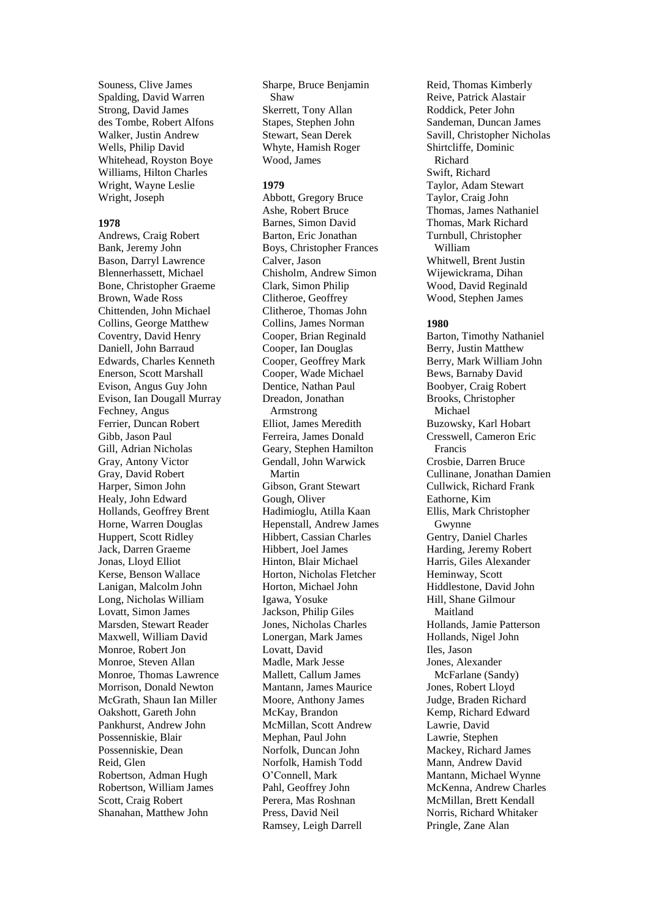Souness, Clive James
Spalding, David Warren
Strong, David James
des Tombe, Robert Alfons
Walker, Justin Andrew
Wells, Philip David
Whitehead, Royston Boye
Williams, Hilton Charles
Wright, Wayne Leslie
Wright, Joseph

**1978**

Andrews, Craig Robert
Bank, Jeremy John
Bason, Darryl Lawrence
Blennerhassett, Michael
Bone, Christopher Graeme
Brown, Wade Ross
Chittenden, John Michael
Collins, George Matthew
Coventry, David Henry
Daniell, John Barraud
Edwards, Charles Kenneth
Enerson, Scott Marshall
Evison, Angus Guy John
Evison, Ian Dougall Murray
Fechney, Angus
Ferrier, Duncan Robert
Gibb, Jason Paul
Gill, Adrian Nicholas
Gray, Antony Victor
Gray, David Robert
Harper, Simon John
Healy, John Edward
Hollands, Geoffrey Brent
Horne, Warren Douglas
Huppert, Scott Ridley
Jack, Darren Graeme
Jonas, Lloyd Elliot
Kerse, Benson Wallace
Lanigan, Malcolm John
Long, Nicholas William
Lovatt, Simon James
Marsden, Stewart Reader
Maxwell, William David
Monroe, Robert Jon
Monroe, Steven Allan
Monroe, Thomas Lawrence
Morrison, Donald Newton
McGrath, Shaun Ian Miller
Oakshott, Gareth John
Pankhurst, Andrew John
Possenniskie, Blair
Possenniskie, Dean
Reid, Glen
Robertson, Adman Hugh
Robertson, William James
Scott, Craig Robert
Shanahan, Matthew John
Sharpe, Bruce Benjamin Shaw
Skerrett, Tony Allan
Stapes, Stephen John
Stewart, Sean Derek
Whyte, Hamish Roger
Wood, James

**1979**

Abbott, Gregory Bruce
Ashe, Robert Bruce
Barnes, Simon David
Barton, Eric Jonathan
Boys, Christopher Frances
Calver, Jason
Chisholm, Andrew Simon
Clark, Simon Philip
Clitheroe, Geoffrey
Clitheroe, Thomas John
Collins, James Norman
Cooper, Brian Reginald
Cooper, Ian Douglas
Cooper, Geoffrey Mark
Cooper, Wade Michael
Dentice, Nathan Paul
Dreadon, Jonathan Armstrong
Elliot, James Meredith
Ferreira, James Donald
Geary, Stephen Hamilton
Gendall, John Warwick Martin
Gibson, Grant Stewart
Gough, Oliver
Hadimioglu, Atilla Kaan
Hepenstall, Andrew James
Hibbert, Cassian Charles
Hibbert, Joel James
Hinton, Blair Michael
Horton, Nicholas Fletcher
Horton, Michael John
Igawa, Yosuke
Jackson, Philip Giles
Jones, Nicholas Charles
Lonergan, Mark James
Lovatt, David
Madle, Mark Jesse
Mallett, Callum James
Mantann, James Maurice
Moore, Anthony James
McKay, Brandon
McMillan, Scott Andrew
Mephan, Paul John
Norfolk, Duncan John
Norfolk, Hamish Todd
O'Connell, Mark
Pahl, Geoffrey John
Perera, Mas Roshnan
Press, David Neil
Ramsey, Leigh Darrell
Reid, Thomas Kimberly
Reive, Patrick Alastair
Roddick, Peter John
Sandeman, Duncan James
Savill, Christopher Nicholas
Shirtcliffe, Dominic Richard
Swift, Richard
Taylor, Adam Stewart
Taylor, Craig John
Thomas, James Nathaniel
Thomas, Mark Richard
Turnbull, Christopher William
Whitwell, Brent Justin
Wijewickrama, Dihan
Wood, David Reginald
Wood, Stephen James

**1980**

Barton, Timothy Nathaniel
Berry, Justin Matthew
Berry, Mark William John
Bews, Barnaby David
Boobyer, Craig Robert
Brooks, Christopher Michael
Buzowsky, Karl Hobart
Cresswell, Cameron Eric Francis
Crosbie, Darren Bruce
Cullinane, Jonathan Damien
Cullwick, Richard Frank
Eathorne, Kim
Ellis, Mark Christopher Gwynne
Gentry, Daniel Charles
Harding, Jeremy Robert
Harris, Giles Alexander
Heminway, Scott
Hiddlestone, David John
Hill, Shane Gilmour Maitland
Hollands, Jamie Patterson
Hollands, Nigel John
Iles, Jason
Jones, Alexander McFarlane (Sandy)
Jones, Robert Lloyd
Judge, Braden Richard
Kemp, Richard Edward
Lawrie, David
Lawrie, Stephen
Mackey, Richard James
Mann, Andrew David
Mantann, Michael Wynne
McKenna, Andrew Charles
McMillan, Brett Kendall
Norris, Richard Whitaker
Pringle, Zane Alan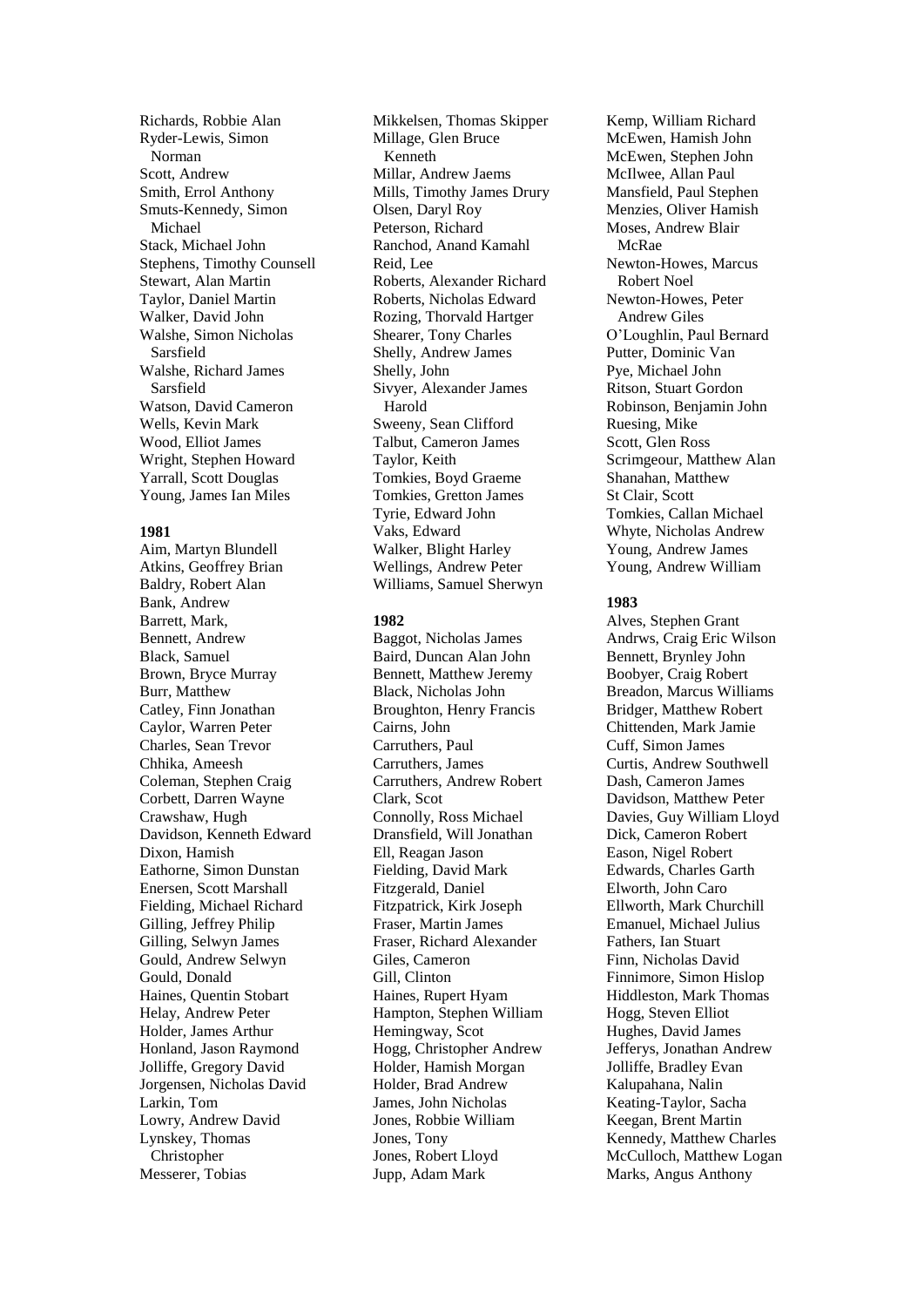Richards, Robbie Alan
Ryder-Lewis, Simon Norman
Scott, Andrew
Smith, Errol Anthony
Smuts-Kennedy, Simon Michael
Stack, Michael John
Stephens, Timothy Counsell
Stewart, Alan Martin
Taylor, Daniel Martin
Walker, David John
Walshe, Simon Nicholas Sarsfield
Walshe, Richard James Sarsfield
Watson, David Cameron
Wells, Kevin Mark
Wood, Elliot James
Wright, Stephen Howard
Yarrall, Scott Douglas
Young, James Ian Miles

**1981**

Aim, Martyn Blundell
Atkins, Geoffrey Brian
Baldry, Robert Alan
Bank, Andrew
Barrett, Mark,
Bennett, Andrew
Black, Samuel
Brown, Bryce Murray
Burr, Matthew
Catley, Finn Jonathan
Caylor, Warren Peter
Charles, Sean Trevor
Chhika, Ameesh
Coleman, Stephen Craig
Corbett, Darren Wayne
Crawshaw, Hugh
Davidson, Kenneth Edward
Dixon, Hamish
Eathorne, Simon Dunstan
Enersen, Scott Marshall
Fielding, Michael Richard
Gilling, Jeffrey Philip
Gilling, Selwyn James
Gould, Andrew Selwyn
Gould, Donald
Haines, Quentin Stobart
Helay, Andrew Peter
Holder, James Arthur
Honland, Jason Raymond
Jolliffe, Gregory David
Jorgensen, Nicholas David
Larkin, Tom
Lowry, Andrew David
Lynskey, Thomas Christopher
Messerer, Tobias
Mikkelsen, Thomas Skipper
Millage, Glen Bruce Kenneth
Millar, Andrew Jaems
Mills, Timothy James Drury
Olsen, Daryl Roy
Peterson, Richard
Ranchod, Anand Kamahl
Reid, Lee
Roberts, Alexander Richard
Roberts, Nicholas Edward
Rozing, Thorvald Hartger
Shearer, Tony Charles
Shelly, Andrew James
Shelly, John
Sivyer, Alexander James Harold
Sweeny, Sean Clifford
Talbut, Cameron James
Taylor, Keith
Tomkies, Boyd Graeme
Tomkies, Gretton James
Tyrie, Edward John
Vaks, Edward
Walker, Blight Harley
Wellings, Andrew Peter
Williams, Samuel Sherwyn

**1982**

Baggot, Nicholas James
Baird, Duncan Alan John
Bennett, Matthew Jeremy
Black, Nicholas John
Broughton, Henry Francis
Cairns, John
Carruthers, Paul
Carruthers, James
Carruthers, Andrew Robert
Clark, Scot
Connolly, Ross Michael
Dransfield, Will Jonathan
Ell, Reagan Jason
Fielding, David Mark
Fitzgerald, Daniel
Fitzpatrick, Kirk Joseph
Fraser, Martin James
Fraser, Richard Alexander
Giles, Cameron
Gill, Clinton
Haines, Rupert Hyam
Hampton, Stephen William
Hemingway, Scot
Hogg, Christopher Andrew
Holder, Hamish Morgan
Holder, Brad Andrew
James, John Nicholas
Jones, Robbie William
Jones, Tony
Jones, Robert Lloyd
Jupp, Adam Mark
Kemp, William Richard
McEwen, Hamish John
McEwen, Stephen John
McIlwee, Allan Paul
Mansfield, Paul Stephen
Menzies, Oliver Hamish
Moses, Andrew Blair McRae
Newton-Howes, Marcus Robert Noel
Newton-Howes, Peter Andrew Giles
O'Loughlin, Paul Bernard
Putter, Dominic Van
Pye, Michael John
Ritson, Stuart Gordon
Robinson, Benjamin John
Ruesing, Mike
Scott, Glen Ross
Scrimgeour, Matthew Alan
Shanahan, Matthew
St Clair, Scott
Tomkies, Callan Michael
Whyte, Nicholas Andrew
Young, Andrew James
Young, Andrew William

**1983**

Alves, Stephen Grant
Andrws, Craig Eric Wilson
Bennett, Brynley John
Boobyer, Craig Robert
Breadon, Marcus Williams
Bridger, Matthew Robert
Chittenden, Mark Jamie
Cuff, Simon James
Curtis, Andrew Southwell
Dash, Cameron James
Davidson, Matthew Peter
Davies, Guy William Lloyd
Dick, Cameron Robert
Eason, Nigel Robert
Edwards, Charles Garth
Elworth, John Caro
Ellworth, Mark Churchill
Emanuel, Michael Julius
Fathers, Ian Stuart
Finn, Nicholas David
Finnimore, Simon Hislop
Hiddleston, Mark Thomas
Hogg, Steven Elliot
Hughes, David James
Jefferys, Jonathan Andrew
Jolliffe, Bradley Evan
Kalupahana, Nalin
Keating-Taylor, Sacha
Keegan, Brent Martin
Kennedy, Matthew Charles
McCulloch, Matthew Logan
Marks, Angus Anthony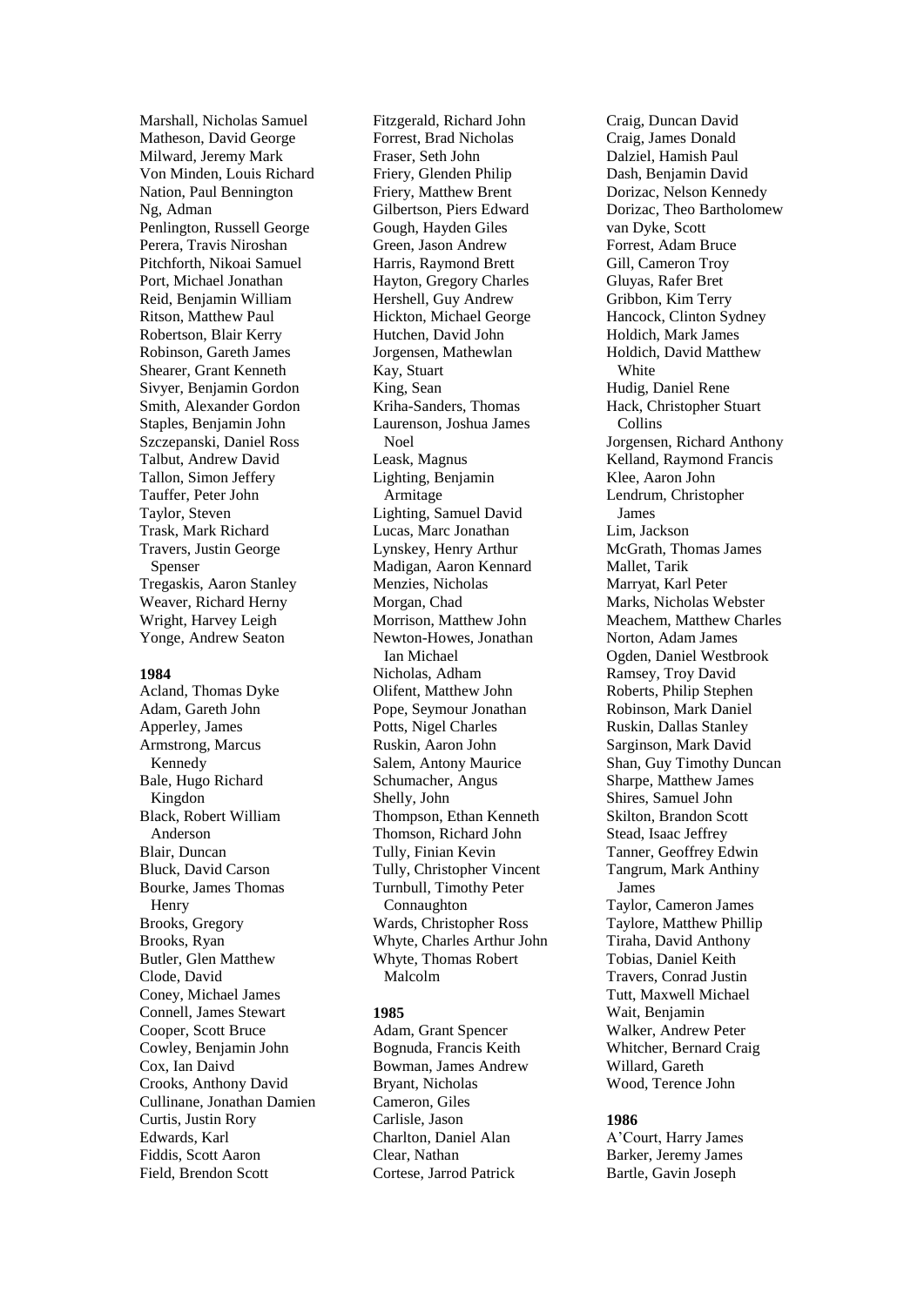Marshall, Nicholas Samuel
Matheson, David George
Milward, Jeremy Mark
Von Minden, Louis Richard
Nation, Paul Bennington
Ng, Adman
Penlington, Russell George
Perera, Travis Niroshan
Pitchforth, Nikoai Samuel
Port, Michael Jonathan
Reid, Benjamin William
Ritson, Matthew Paul
Robertson, Blair Kerry
Robinson, Gareth James
Shearer, Grant Kenneth
Sivyer, Benjamin Gordon
Smith, Alexander Gordon
Staples, Benjamin John
Szczepanski, Daniel Ross
Talbut, Andrew David
Tallon, Simon Jeffery
Tauffer, Peter John
Taylor, Steven
Trask, Mark Richard
Travers, Justin George Spenser
Tregaskis, Aaron Stanley
Weaver, Richard Herny
Wright, Harvey Leigh
Yonge, Andrew Seaton

**1984**

Acland, Thomas Dyke
Adam, Gareth John
Apperley, James
Armstrong, Marcus Kennedy
Bale, Hugo Richard Kingdon
Black, Robert William Anderson
Blair, Duncan
Bluck, David Carson
Bourke, James Thomas Henry
Brooks, Gregory
Brooks, Ryan
Butler, Glen Matthew
Clode, David
Coney, Michael James
Connell, James Stewart
Cooper, Scott Bruce
Cowley, Benjamin John
Cox, Ian Daivd
Crooks, Anthony David
Cullinane, Jonathan Damien
Curtis, Justin Rory
Edwards, Karl
Fiddis, Scott Aaron
Field, Brendon Scott
Fitzgerald, Richard John
Forrest, Brad Nicholas
Fraser, Seth John
Friery, Glenden Philip
Friery, Matthew Brent
Gilbertson, Piers Edward
Gough, Hayden Giles
Green, Jason Andrew
Harris, Raymond Brett
Hayton, Gregory Charles
Hershell, Guy Andrew
Hickton, Michael George
Hutchen, David John
Jorgensen, Mathewlan
Kay, Stuart
King, Sean
Kriha-Sanders, Thomas
Laurenson, Joshua James Noel
Leask, Magnus
Lighting, Benjamin Armitage
Lighting, Samuel David
Lucas, Marc Jonathan
Lynskey, Henry Arthur
Madigan, Aaron Kennard
Menzies, Nicholas
Morgan, Chad
Morrison, Matthew John
Newton-Howes, Jonathan Ian Michael
Nicholas, Adham
Olifent, Matthew John
Pope, Seymour Jonathan
Potts, Nigel Charles
Ruskin, Aaron John
Salem, Antony Maurice
Schumacher, Angus
Shelly, John
Thompson, Ethan Kenneth
Thomson, Richard John
Tully, Finian Kevin
Tully, Christopher Vincent
Turnbull, Timothy Peter Connaughton
Wards, Christopher Ross
Whyte, Charles Arthur John
Whyte, Thomas Robert Malcolm

**1985**

Adam, Grant Spencer
Bognuda, Francis Keith
Bowman, James Andrew
Bryant, Nicholas
Cameron, Giles
Carlisle, Jason
Charlton, Daniel Alan
Clear, Nathan
Cortese, Jarrod Patrick
Craig, Duncan David
Craig, James Donald
Dalziel, Hamish Paul
Dash, Benjamin David
Dorizac, Nelson Kennedy
Dorizac, Theo Bartholomew
van Dyke, Scott
Forrest, Adam Bruce
Gill, Cameron Troy
Gluyas, Rafer Bret
Gribbon, Kim Terry
Hancock, Clinton Sydney
Holdich, Mark James
Holdich, David Matthew White
Hudig, Daniel Rene
Hack, Christopher Stuart Collins
Jorgensen, Richard Anthony
Kelland, Raymond Francis
Klee, Aaron John
Lendrum, Christopher James
Lim, Jackson
McGrath, Thomas James
Mallet, Tarik
Marryat, Karl Peter
Marks, Nicholas Webster
Meachem, Matthew Charles
Norton, Adam James
Ogden, Daniel Westbrook
Ramsey, Troy David
Roberts, Philip Stephen
Robinson, Mark Daniel
Ruskin, Dallas Stanley
Sarginson, Mark David
Shan, Guy Timothy Duncan
Sharpe, Matthew James
Shires, Samuel John
Skilton, Brandon Scott
Stead, Isaac Jeffrey
Tanner, Geoffrey Edwin
Tangrum, Mark Anthiny James
Taylor, Cameron James
Taylore, Matthew Phillip
Tiraha, David Anthony
Tobias, Daniel Keith
Travers, Conrad Justin
Tutt, Maxwell Michael
Wait, Benjamin
Walker, Andrew Peter
Whitcher, Bernard Craig
Willard, Gareth
Wood, Terence John

**1986**

A'Court, Harry James
Barker, Jeremy James
Bartle, Gavin Joseph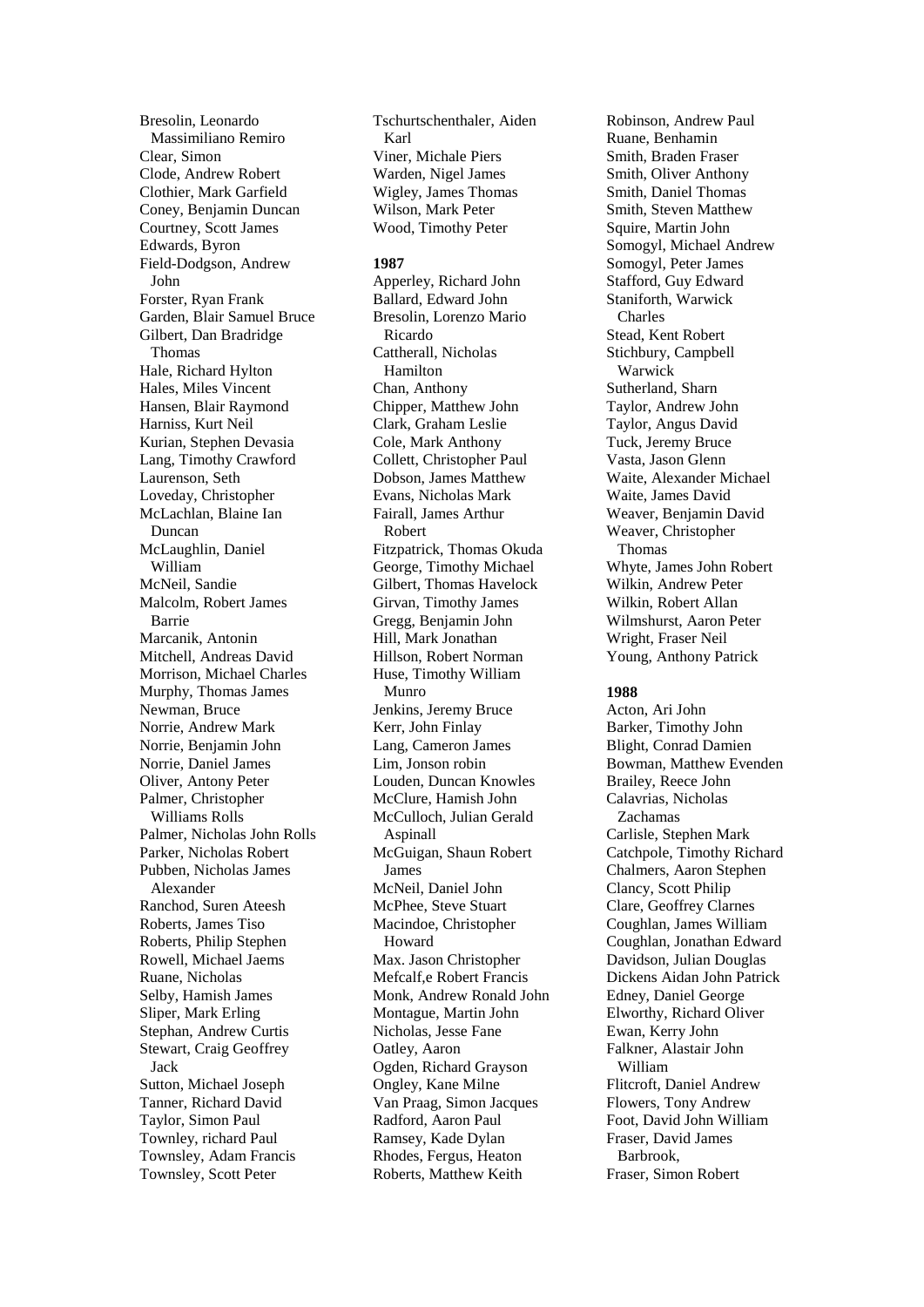Bresolin, Leonardo Massimiliano Remiro
Clear, Simon
Clode, Andrew Robert
Clothier, Mark Garfield
Coney, Benjamin Duncan
Courtney, Scott James
Edwards, Byron
Field-Dodgson, Andrew John
Forster, Ryan Frank
Garden, Blair Samuel Bruce
Gilbert, Dan Bradridge Thomas
Hale, Richard Hylton
Hales, Miles Vincent
Hansen, Blair Raymond
Harniss, Kurt Neil
Kurian, Stephen Devasia
Lang, Timothy Crawford
Laurenson, Seth
Loveday, Christopher
McLachlan, Blaine Ian Duncan
McLaughlin, Daniel William
McNeil, Sandie
Malcolm, Robert James Barrie
Marcanik, Antonin
Mitchell, Andreas David
Morrison, Michael Charles
Murphy, Thomas James
Newman, Bruce
Norrie, Andrew Mark
Norrie, Benjamin John
Norrie, Daniel James
Oliver, Antony Peter
Palmer, Christopher Williams Rolls
Palmer, Nicholas John Rolls
Parker, Nicholas Robert
Pubben, Nicholas James Alexander
Ranchod, Suren Ateesh
Roberts, James Tiso
Roberts, Philip Stephen
Rowell, Michael Jaems
Ruane, Nicholas
Selby, Hamish James
Sliper, Mark Erling
Stephan, Andrew Curtis
Stewart, Craig Geoffrey Jack
Sutton, Michael Joseph
Tanner, Richard David
Taylor, Simon Paul
Townley, richard Paul
Townsley, Adam Francis
Townsley, Scott Peter
Tschurtschenthaler, Aiden Karl
Viner, Michale Piers
Warden, Nigel James
Wigley, James Thomas
Wilson, Mark Peter
Wood, Timothy Peter

**1987**

Apperley, Richard John
Ballard, Edward John
Bresolin, Lorenzo Mario Ricardo
Cattherall, Nicholas Hamilton
Chan, Anthony
Chipper, Matthew John
Clark, Graham Leslie
Cole, Mark Anthony
Collett, Christopher Paul
Dobson, James Matthew
Evans, Nicholas Mark
Fairall, James Arthur Robert
Fitzpatrick, Thomas Okuda
George, Timothy Michael
Gilbert, Thomas Havelock
Girvan, Timothy James
Gregg, Benjamin John
Hill, Mark Jonathan
Hillson, Robert Norman
Huse, Timothy William Munro
Jenkins, Jeremy Bruce
Kerr, John Finlay
Lang, Cameron James
Lim, Jonson robin
Louden, Duncan Knowles
McClure, Hamish John
McCulloch, Julian Gerald Aspinall
McGuigan, Shaun Robert James
McNeil, Daniel John
McPhee, Steve Stuart
Macindoe, Christopher Howard
Max. Jason Christopher
Mefcalf,e Robert Francis
Monk, Andrew Ronald John
Montague, Martin John
Nicholas, Jesse Fane
Oatley, Aaron
Ogden, Richard Grayson
Ongley, Kane Milne
Van Praag, Simon Jacques
Radford, Aaron Paul
Ramsey, Kade Dylan
Rhodes, Fergus, Heaton
Roberts, Matthew Keith
Robinson, Andrew Paul
Ruane, Benhamin
Smith, Braden Fraser
Smith, Oliver Anthony
Smith, Daniel Thomas
Smith, Steven Matthew
Squire, Martin John
Somogyl, Michael Andrew
Somogyl, Peter James
Stafford, Guy Edward
Staniforth, Warwick Charles
Stead, Kent Robert
Stichbury, Campbell Warwick
Sutherland, Sharn
Taylor, Andrew John
Taylor, Angus David
Tuck, Jeremy Bruce
Vasta, Jason Glenn
Waite, Alexander Michael
Waite, James David
Weaver, Benjamin David
Weaver, Christopher Thomas
Whyte, James John Robert
Wilkin, Andrew Peter
Wilkin, Robert Allan
Wilmshurst, Aaron Peter
Wright, Fraser Neil
Young, Anthony Patrick

**1988**

Acton, Ari John
Barker, Timothy John
Blight, Conrad Damien
Bowman, Matthew Evenden
Brailey, Reece John
Calavrias, Nicholas Zachamas
Carlisle, Stephen Mark
Catchpole, Timothy Richard
Chalmers, Aaron Stephen
Clancy, Scott Philip
Clare, Geoffrey Clarnes
Coughlan, James William
Coughlan, Jonathan Edward
Davidson, Julian Douglas
Dickens Aidan John Patrick
Edney, Daniel George
Elworthy, Richard Oliver
Ewan, Kerry John
Falkner, Alastair John William
Flitcroft, Daniel Andrew
Flowers, Tony Andrew
Foot, David John William
Fraser, David James Barbrook,
Fraser, Simon Robert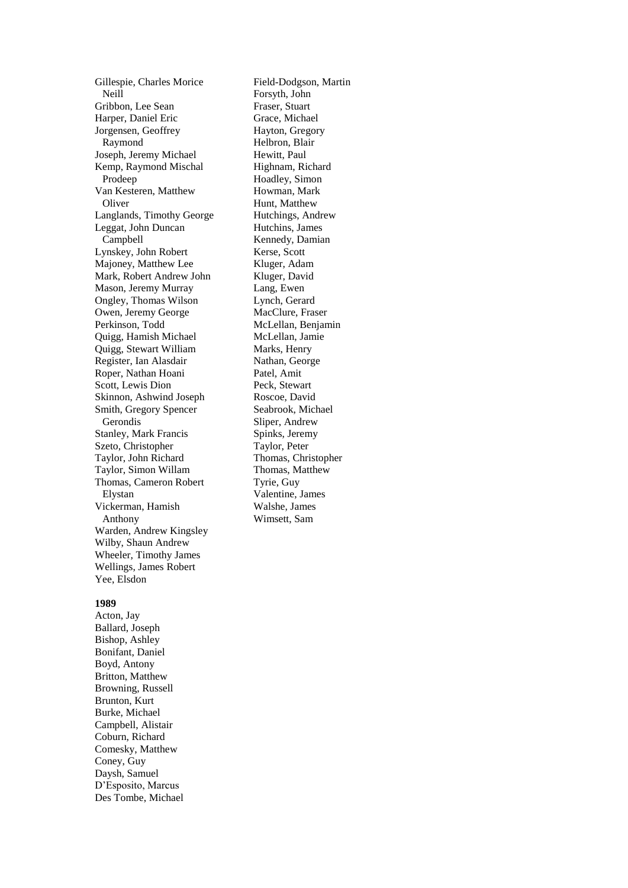Gillespie, Charles Morice Neill
Gribbon, Lee Sean
Harper, Daniel Eric
Jorgensen, Geoffrey Raymond
Joseph, Jeremy Michael
Kemp, Raymond Mischal Prodeep
Van Kesteren, Matthew Oliver
Langlands, Timothy George
Leggat, John Duncan Campbell
Lynskey, John Robert
Majoney, Matthew Lee
Mark, Robert Andrew John
Mason, Jeremy Murray
Ongley, Thomas Wilson
Owen, Jeremy George
Perkinson, Todd
Quigg, Hamish Michael
Quigg, Stewart William
Register, Ian Alasdair
Roper, Nathan Hoani
Scott, Lewis Dion
Skinnon, Ashwind Joseph
Smith, Gregory Spencer Gerondis
Stanley, Mark Francis
Szeto, Christopher
Taylor, John Richard
Taylor, Simon Willam
Thomas, Cameron Robert Elystan
Vickerman, Hamish Anthony
Warden, Andrew Kingsley
Wilby, Shaun Andrew
Wheeler, Timothy James
Wellings, James Robert
Yee, Elsdon

**1989**

Acton, Jay
Ballard, Joseph
Bishop, Ashley
Bonifant, Daniel
Boyd, Antony
Britton, Matthew
Browning, Russell
Brunton, Kurt
Burke, Michael
Campbell, Alistair
Coburn, Richard
Comesky, Matthew
Coney, Guy
Daysh, Samuel
D'Esposito, Marcus
Des Tombe, Michael
Field-Dodgson, Martin
Forsyth, John
Fraser, Stuart
Grace, Michael
Hayton, Gregory
Helbron, Blair
Hewitt, Paul
Highnam, Richard
Hoadley, Simon
Howman, Mark
Hunt, Matthew
Hutchings, Andrew
Hutchins, James
Kennedy, Damian
Kerse, Scott
Kluger, Adam
Kluger, David
Lang, Ewen
Lynch, Gerard
MacClure, Fraser
McLellan, Benjamin
McLellan, Jamie
Marks, Henry
Nathan, George
Patel, Amit
Peck, Stewart
Roscoe, David
Seabrook, Michael
Sliper, Andrew
Spinks, Jeremy
Taylor, Peter
Thomas, Christopher
Thomas, Matthew
Tyrie, Guy
Valentine, James
Walshe, James
Wimsett, Sam